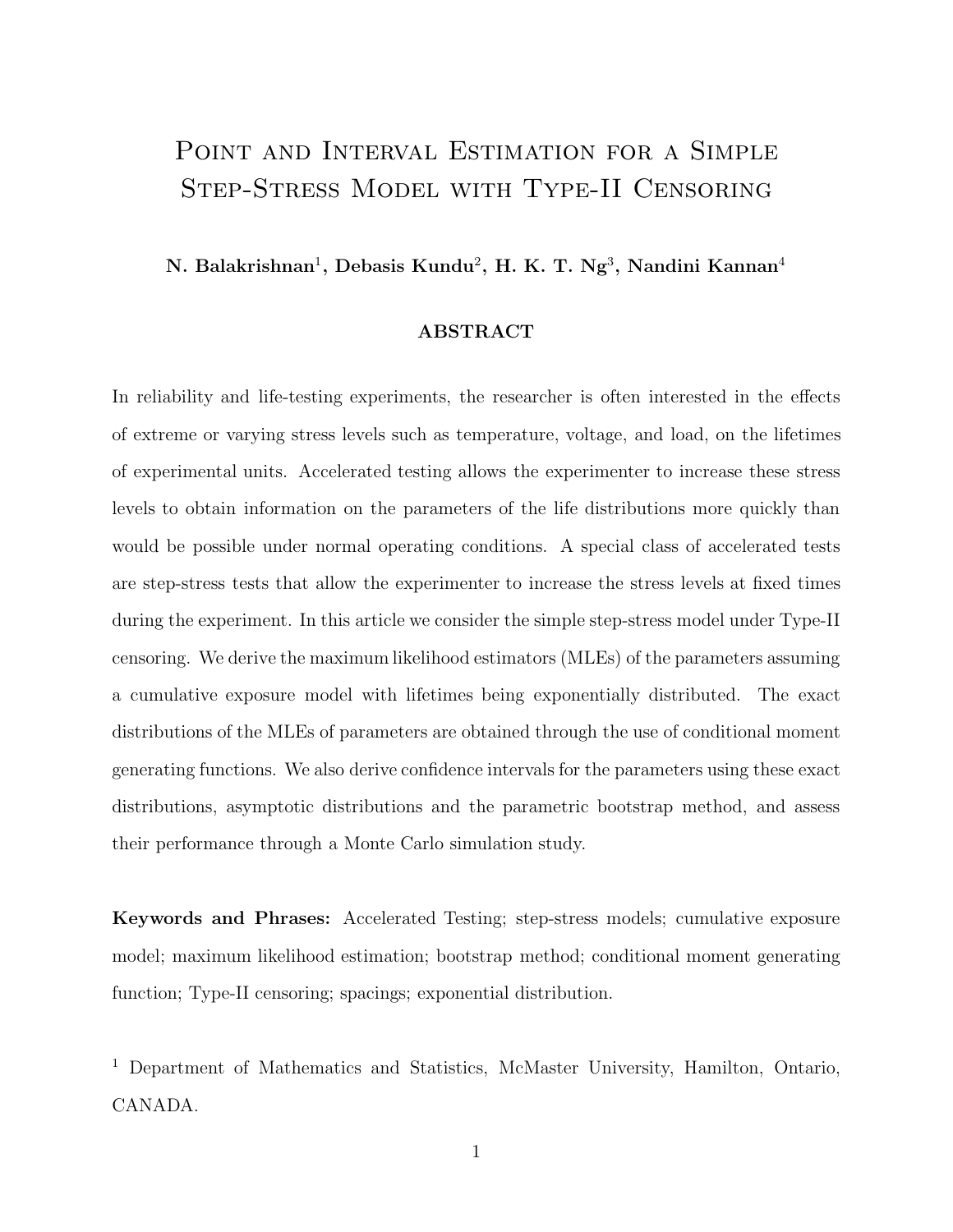# Point and Interval Estimation for a Simple Step-Stress Model with Type-II Censoring

**N. Balakrishnan[1], Debasis Kundu[2], H. K. T. Ng[3], Nandini Kannan[4]**

## ABSTRACT

In reliability and life-testing experiments, the researcher is often interested in the effects of extreme or varying stress levels such as temperature, voltage, and load, on the lifetimes of experimental units. Accelerated testing allows the experimenter to increase these stress levels to obtain information on the parameters of the life distributions more quickly than would be possible under normal operating conditions. A special class of accelerated tests are step-stress tests that allow the experimenter to increase the stress levels at fixed times during the experiment. In this article we consider the simple step-stress model under Type-II censoring. We derive the maximum likelihood estimators (MLEs) of the parameters assuming a cumulative exposure model with lifetimes being exponentially distributed. The exact distributions of the MLEs of parameters are obtained through the use of conditional moment generating functions. We also derive confidence intervals for the parameters using these exact distributions, asymptotic distributions and the parametric bootstrap method, and assess their performance through a Monte Carlo simulation study.

**Keywords and Phrases:** Accelerated Testing; step-stress models; cumulative exposure model; maximum likelihood estimation; bootstrap method; conditional moment generating function; Type-II censoring; spacings; exponential distribution.

[1] Department of Mathematics and Statistics, McMaster University, Hamilton, Ontario, CANADA.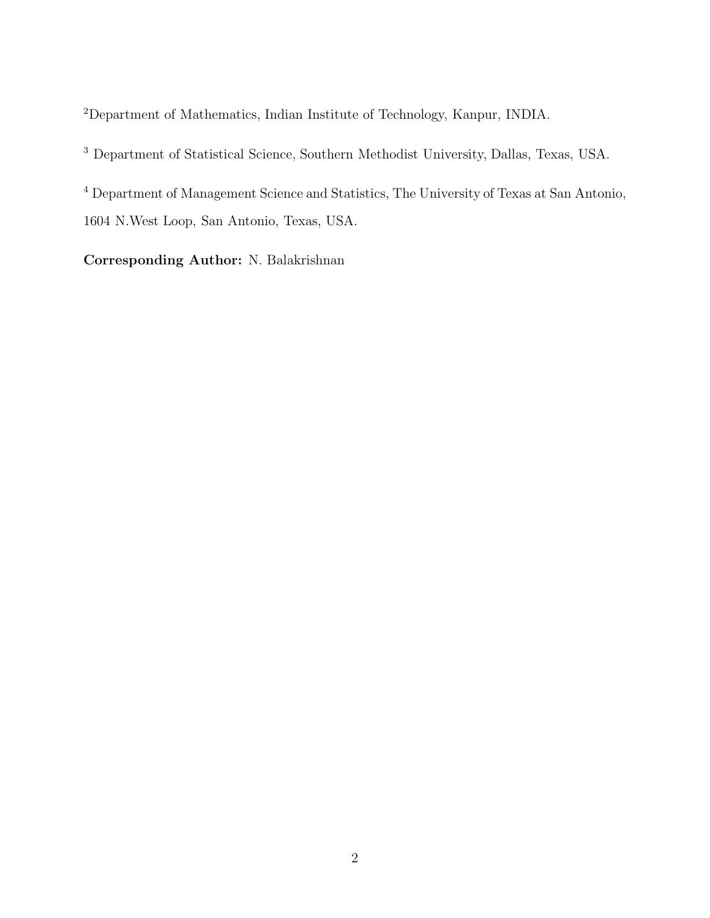[2]Department of Mathematics, Indian Institute of Technology, Kanpur, INDIA.

[3] Department of Statistical Science, Southern Methodist University, Dallas, Texas, USA.

[4] Department of Management Science and Statistics, The University of Texas at San Antonio, 1604 N.West Loop, San Antonio, Texas, USA.

**Corresponding Author:** N. Balakrishnan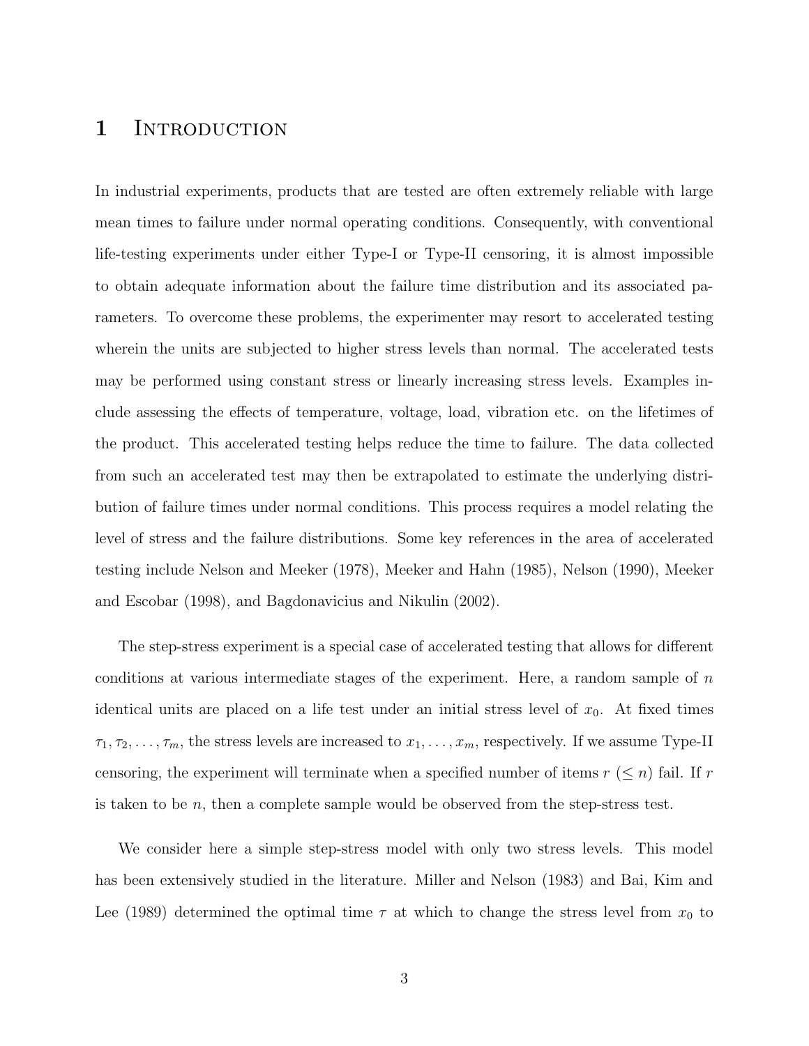# 1 Introduction

In industrial experiments, products that are tested are often extremely reliable with large mean times to failure under normal operating conditions. Consequently, with conventional life-testing experiments under either Type-I or Type-II censoring, it is almost impossible to obtain adequate information about the failure time distribution and its associated parameters. To overcome these problems, the experimenter may resort to accelerated testing wherein the units are subjected to higher stress levels than normal. The accelerated tests may be performed using constant stress or linearly increasing stress levels. Examples include assessing the effects of temperature, voltage, load, vibration etc. on the lifetimes of the product. This accelerated testing helps reduce the time to failure. The data collected from such an accelerated test may then be extrapolated to estimate the underlying distribution of failure times under normal conditions. This process requires a model relating the level of stress and the failure distributions. Some key references in the area of accelerated testing include Nelson and Meeker (1978), Meeker and Hahn (1985), Nelson (1990), Meeker and Escobar (1998), and Bagdonavicius and Nikulin (2002).

The step-stress experiment is a special case of accelerated testing that allows for different conditions at various intermediate stages of the experiment. Here, a random sample of $n$ identical units are placed on a life test under an initial stress level of $x_0$. At fixed times $\tau_1, \tau_2, \ldots, \tau_m$, the stress levels are increased to $x_1, \ldots, x_m$, respectively. If we assume Type-II censoring, the experiment will terminate when a specified number of items $r$ ($\leq n$) fail. If $r$ is taken to be $n$, then a complete sample would be observed from the step-stress test.

We consider here a simple step-stress model with only two stress levels. This model has been extensively studied in the literature. Miller and Nelson (1983) and Bai, Kim and Lee (1989) determined the optimal time $\tau$ at which to change the stress level from $x_0$ to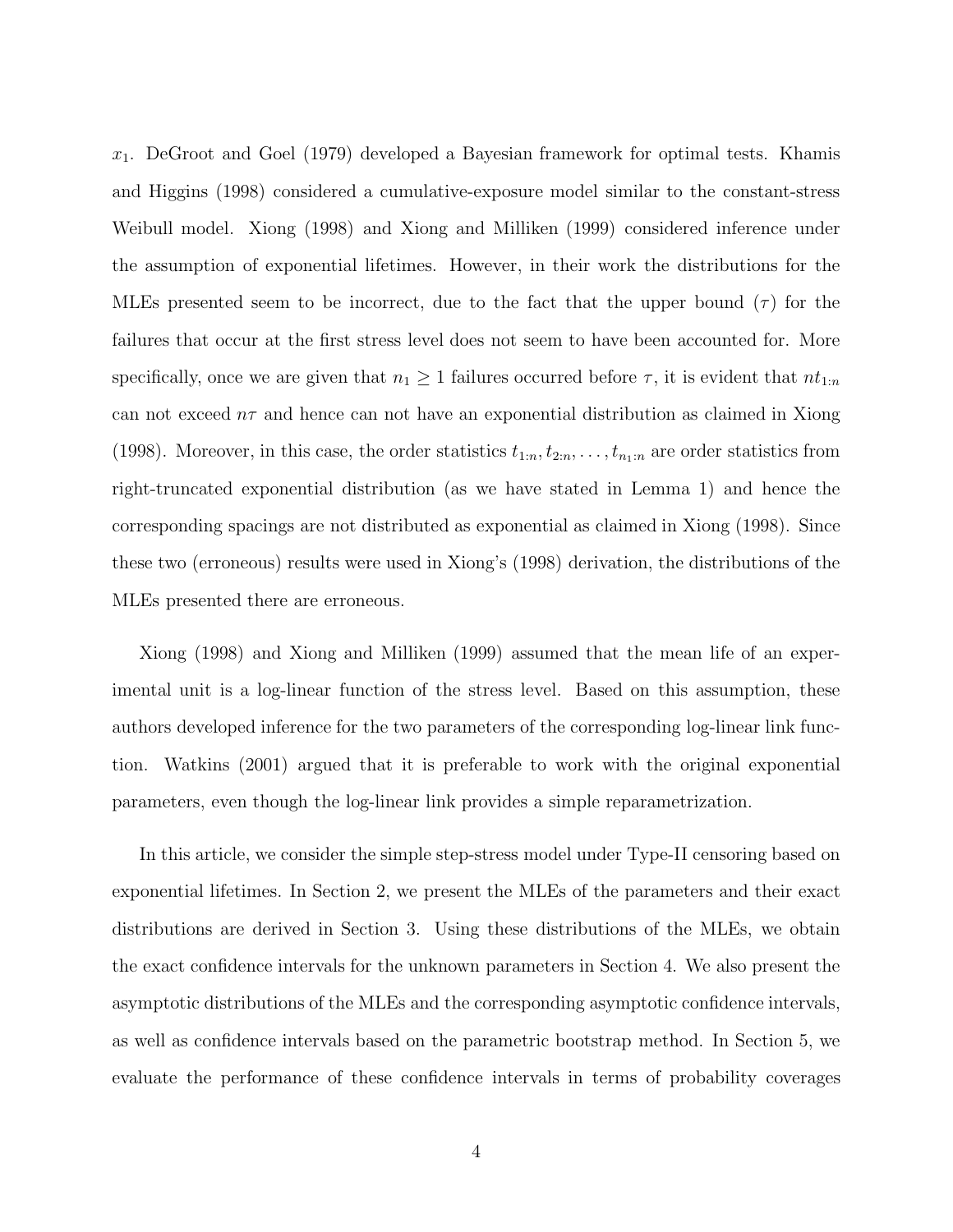$x_1$. DeGroot and Goel (1979) developed a Bayesian framework for optimal tests. Khamis and Higgins (1998) considered a cumulative-exposure model similar to the constant-stress Weibull model. Xiong (1998) and Xiong and Milliken (1999) considered inference under the assumption of exponential lifetimes. However, in their work the distributions for the MLEs presented seem to be incorrect, due to the fact that the upper bound ($\tau$) for the failures that occur at the first stress level does not seem to have been accounted for. More specifically, once we are given that $n_1 \geq 1$ failures occurred before $\tau$, it is evident that $nt_{1:n}$ can not exceed $n\tau$ and hence can not have an exponential distribution as claimed in Xiong (1998). Moreover, in this case, the order statistics $t_{1:n}, t_{2:n}, \ldots, t_{n_1:n}$ are order statistics from right-truncated exponential distribution (as we have stated in Lemma 1) and hence the corresponding spacings are not distributed as exponential as claimed in Xiong (1998). Since these two (erroneous) results were used in Xiong's (1998) derivation, the distributions of the MLEs presented there are erroneous.

Xiong (1998) and Xiong and Milliken (1999) assumed that the mean life of an experimental unit is a log-linear function of the stress level. Based on this assumption, these authors developed inference for the two parameters of the corresponding log-linear link function. Watkins (2001) argued that it is preferable to work with the original exponential parameters, even though the log-linear link provides a simple reparametrization.

In this article, we consider the simple step-stress model under Type-II censoring based on exponential lifetimes. In Section 2, we present the MLEs of the parameters and their exact distributions are derived in Section 3. Using these distributions of the MLEs, we obtain the exact confidence intervals for the unknown parameters in Section 4. We also present the asymptotic distributions of the MLEs and the corresponding asymptotic confidence intervals, as well as confidence intervals based on the parametric bootstrap method. In Section 5, we evaluate the performance of these confidence intervals in terms of probability coverages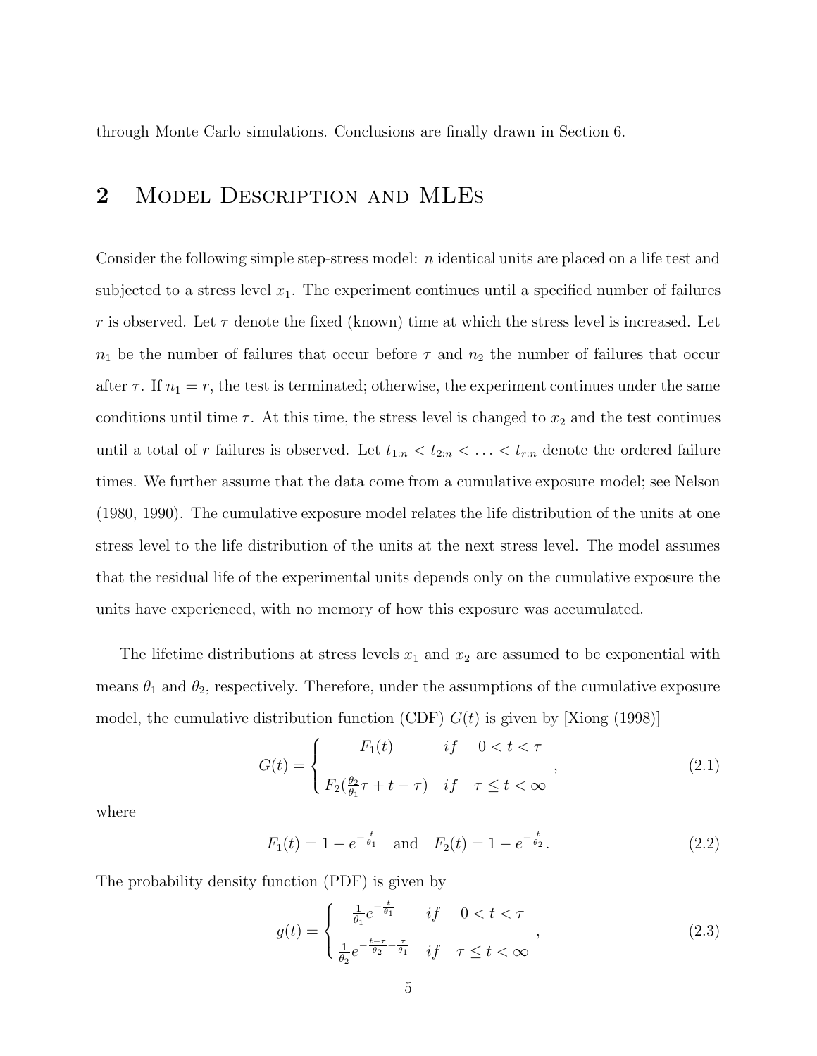through Monte Carlo simulations. Conclusions are finally drawn in Section 6.

## 2 Model Description and MLEs

Consider the following simple step-stress model: $n$ identical units are placed on a life test and subjected to a stress level $x_1$. The experiment continues until a specified number of failures $r$ is observed. Let $\tau$ denote the fixed (known) time at which the stress level is increased. Let $n_1$ be the number of failures that occur before $\tau$ and $n_2$ the number of failures that occur after $\tau$. If $n_1 = r$, the test is terminated; otherwise, the experiment continues under the same conditions until time $\tau$. At this time, the stress level is changed to $x_2$ and the test continues until a total of $r$ failures is observed. Let $t_{1:n} < t_{2:n} < \ldots < t_{r:n}$ denote the ordered failure times. We further assume that the data come from a cumulative exposure model; see Nelson (1980, 1990). The cumulative exposure model relates the life distribution of the units at one stress level to the life distribution of the units at the next stress level. The model assumes that the residual life of the experimental units depends only on the cumulative exposure the units have experienced, with no memory of how this exposure was accumulated.

The lifetime distributions at stress levels $x_1$ and $x_2$ are assumed to be exponential with means $\theta_1$ and $\theta_2$, respectively. Therefore, under the assumptions of the cumulative exposure model, the cumulative distribution function (CDF) $G(t)$ is given by [Xiong (1998)]

$$G(t) = \begin{cases} F_1(t) & if \quad 0 < t < \tau \\ F_2(\frac{\theta_2}{\theta_1}\tau + t - \tau) & if \quad \tau \le t < \infty \end{cases}, \tag{2.1}$$

where

$$F_1(t) = 1 - e^{-\frac{t}{\theta_1}} \quad \text{and} \quad F_2(t) = 1 - e^{-\frac{t}{\theta_2}}. \tag{2.2}$$

The probability density function (PDF) is given by

$$g(t) = \begin{cases} \frac{1}{\theta_1} e^{-\frac{t}{\theta_1}} & if \quad 0 < t < \tau \\ \frac{1}{\theta_2} e^{-\frac{t-\tau}{\theta_2} - \frac{\tau}{\theta_1}} & if \quad \tau \le t < \infty \end{cases}, \tag{2.3}$$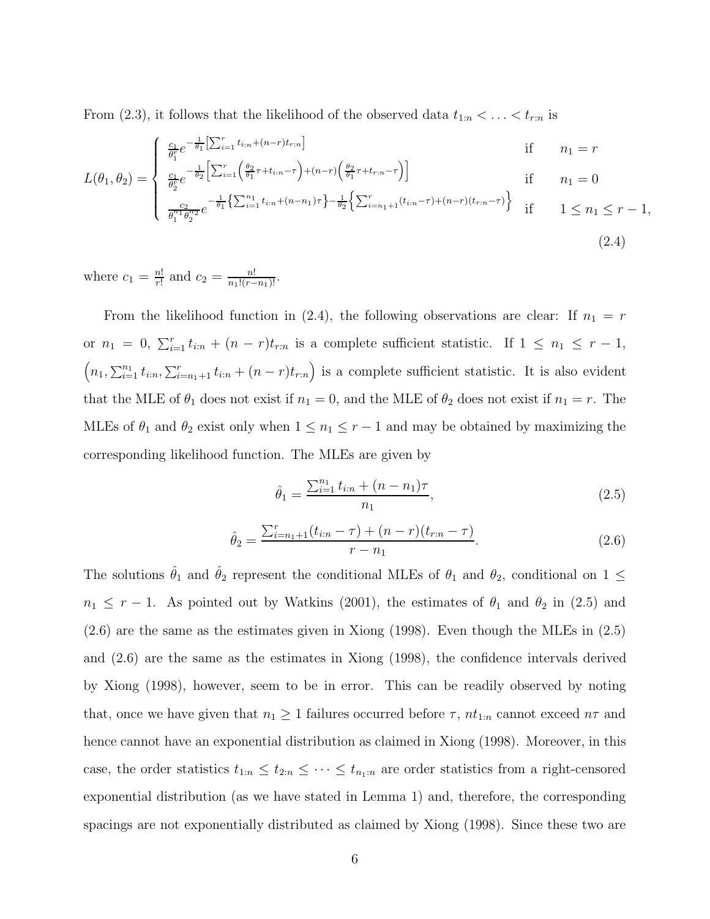From (2.3), it follows that the likelihood of the observed data $t_{1:n} < \ldots < t_{r:n}$ is

$$
L(\theta_1, \theta_2) = \begin{cases} \frac{c_1}{\theta_1^r} e^{-\frac{1}{\theta_1}\left[\sum_{i=1}^r t_{i:n} + (n-r)t_{r:n}\right]} & \text{if} \quad n_1 = r \\ \frac{c_1}{\theta_2^r} e^{-\frac{1}{\theta_2}\left[\sum_{i=1}^r \left(\frac{\theta_2}{\theta_1}\tau + t_{i:n} - \tau\right) + (n-r)\left(\frac{\theta_2}{\theta_1}\tau + t_{r:n} - \tau\right)\right]} & \text{if} \quad n_1 = 0 \\ \frac{c_2}{\theta_1^{n_1}\theta_2^{n_2}} e^{-\frac{1}{\theta_1}\left\{\sum_{i=1}^{n_1} t_{i:n} + (n-n_1)\tau\right\} - \frac{1}{\theta_2}\left\{\sum_{i=n_1+1}^{r}(t_{i:n}-\tau) + (n-r)(t_{r:n}-\tau)\right\}} & \text{if} \quad 1 \leq n_1 \leq r-1, \end{cases} \tag{2.4}
$$

where $c_1 = \frac{n!}{r!}$ and $c_2 = \frac{n!}{n_1!(r-n_1)!}$.

From the likelihood function in (2.4), the following observations are clear: If $n_1 = r$ or $n_1 = 0$, $\sum_{i=1}^r t_{i:n} + (n-r)t_{r:n}$ is a complete sufficient statistic. If $1 \leq n_1 \leq r-1$, $\left(n_1, \sum_{i=1}^{n_1} t_{i:n}, \sum_{i=n_1+1}^{r} t_{i:n} + (n-r)t_{r:n}\right)$ is a complete sufficient statistic. It is also evident that the MLE of $\theta_1$ does not exist if $n_1 = 0$, and the MLE of $\theta_2$ does not exist if $n_1 = r$. The MLEs of $\theta_1$ and $\theta_2$ exist only when $1 \leq n_1 \leq r-1$ and may be obtained by maximizing the corresponding likelihood function. The MLEs are given by

$$
\hat{\theta}_1 = \frac{\sum_{i=1}^{n_1} t_{i:n} + (n-n_1)\tau}{n_1}, \tag{2.5}
$$

$$
\hat{\theta}_2 = \frac{\sum_{i=n_1+1}^{r}(t_{i:n}-\tau) + (n-r)(t_{r:n}-\tau)}{r-n_1}. \tag{2.6}
$$

The solutions $\hat{\theta}_1$ and $\hat{\theta}_2$ represent the conditional MLEs of $\theta_1$ and $\theta_2$, conditional on $1 \leq n_1 \leq r-1$. As pointed out by Watkins (2001), the estimates of $\theta_1$ and $\theta_2$ in (2.5) and (2.6) are the same as the estimates given in Xiong (1998). Even though the MLEs in (2.5) and (2.6) are the same as the estimates in Xiong (1998), the confidence intervals derived by Xiong (1998), however, seem to be in error. This can be readily observed by noting that, once we have given that $n_1 \geq 1$ failures occurred before $\tau$, $nt_{1:n}$ cannot exceed $n\tau$ and hence cannot have an exponential distribution as claimed in Xiong (1998). Moreover, in this case, the order statistics $t_{1:n} \leq t_{2:n} \leq \cdots \leq t_{n_1:n}$ are order statistics from a right-censored exponential distribution (as we have stated in Lemma 1) and, therefore, the corresponding spacings are not exponentially distributed as claimed by Xiong (1998). Since these two are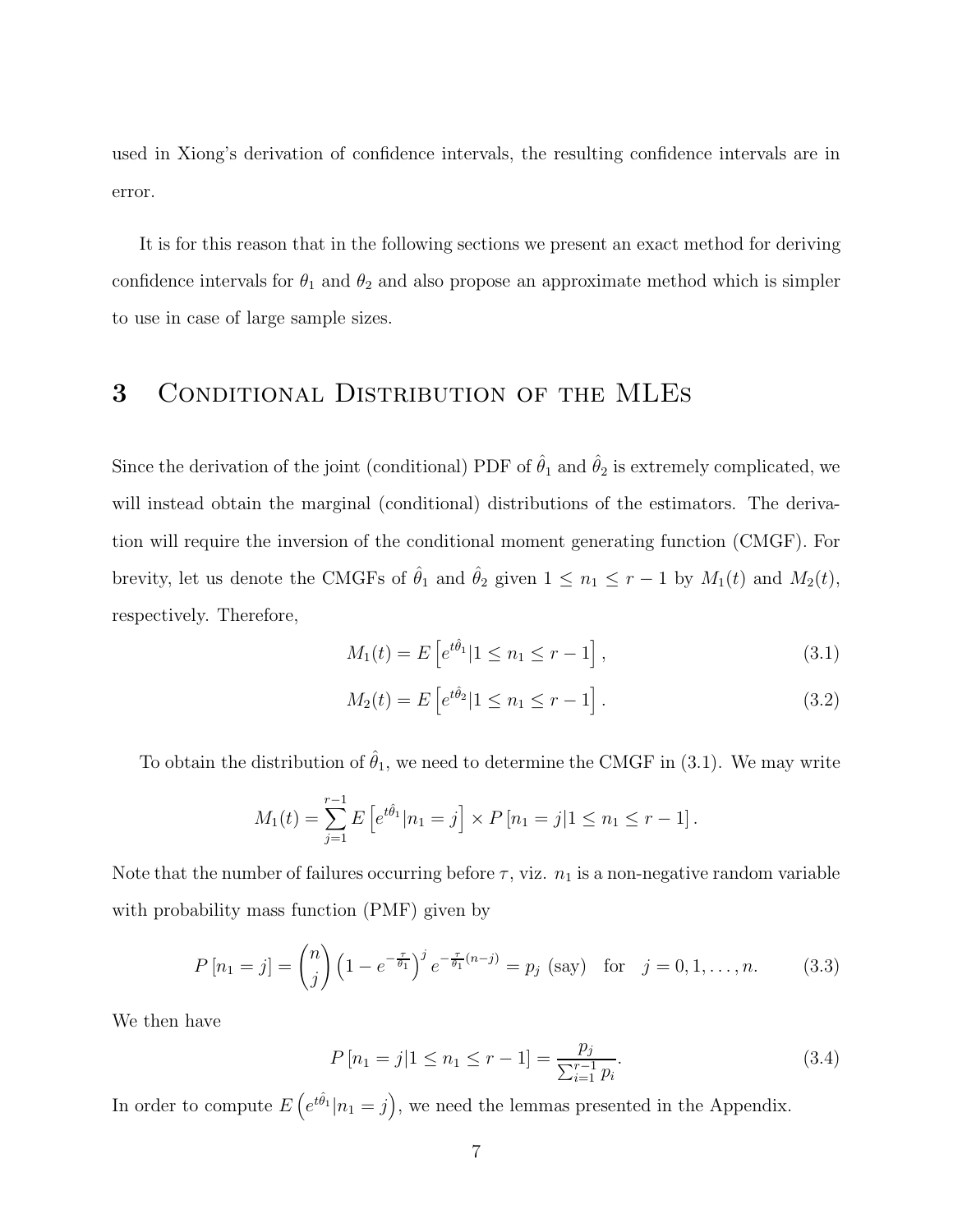used in Xiong's derivation of confidence intervals, the resulting confidence intervals are in error.

It is for this reason that in the following sections we present an exact method for deriving confidence intervals for $\theta_1$ and $\theta_2$ and also propose an approximate method which is simpler to use in case of large sample sizes.

# 3 Conditional Distribution of the MLEs

Since the derivation of the joint (conditional) PDF of $\hat{\theta}_1$ and $\hat{\theta}_2$ is extremely complicated, we will instead obtain the marginal (conditional) distributions of the estimators. The derivation will require the inversion of the conditional moment generating function (CMGF). For brevity, let us denote the CMGFs of $\hat{\theta}_1$ and $\hat{\theta}_2$ given $1 \leq n_1 \leq r-1$ by $M_1(t)$ and $M_2(t)$, respectively. Therefore,

$$M_1(t) = E\left[e^{t\hat{\theta}_1} | 1 \leq n_1 \leq r-1\right], \tag{3.1}$$

$$M_2(t) = E\left[e^{t\hat{\theta}_2} | 1 \leq n_1 \leq r-1\right]. \tag{3.2}$$

To obtain the distribution of $\hat{\theta}_1$, we need to determine the CMGF in (3.1). We may write

$$M_1(t) = \sum_{j=1}^{r-1} E\left[e^{t\hat{\theta}_1} | n_1 = j\right] \times P\left[n_1 = j | 1 \leq n_1 \leq r-1\right].$$

Note that the number of failures occurring before $\tau$, viz. $n_1$ is a non-negative random variable with probability mass function (PMF) given by

$$P\left[n_1 = j\right] = \binom{n}{j}\left(1 - e^{-\frac{\tau}{\theta_1}}\right)^j e^{-\frac{\tau}{\theta_1}(n-j)} = p_j \text{ (say)} \quad \text{for} \quad j = 0, 1, \ldots, n. \tag{3.3}$$

We then have

$$P\left[n_1 = j | 1 \leq n_1 \leq r-1\right] = \frac{p_j}{\sum_{i=1}^{r-1} p_i}. \tag{3.4}$$

In order to compute $E\left(e^{t\hat{\theta}_1} | n_1 = j\right)$, we need the lemmas presented in the Appendix.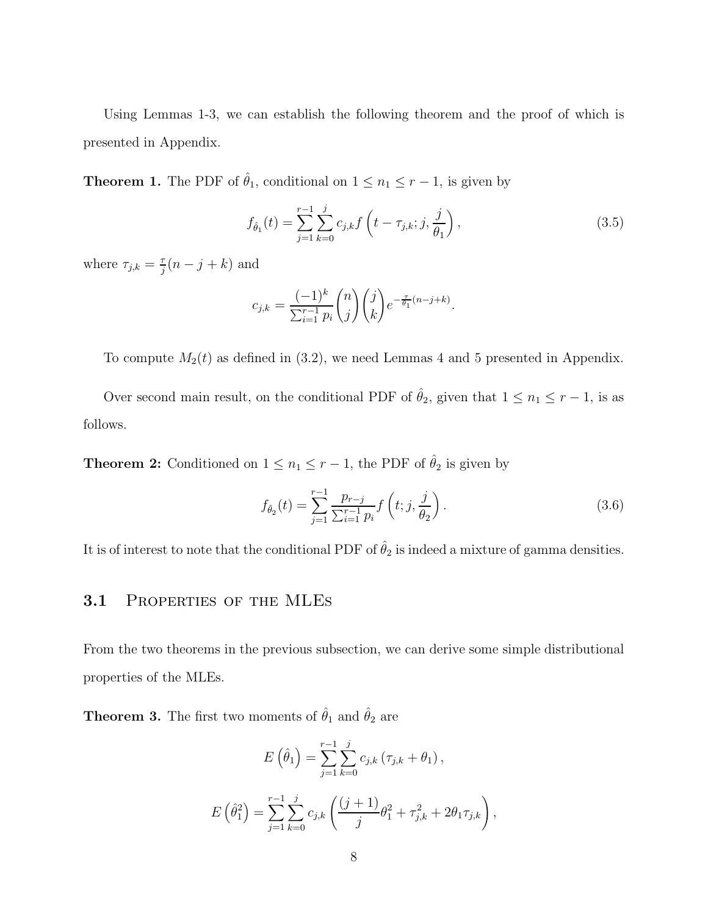Using Lemmas 1-3, we can establish the following theorem and the proof of which is presented in Appendix.

**Theorem 1.** The PDF of $\hat{\theta}_1$, conditional on $1 \leq n_1 \leq r-1$, is given by

$$f_{\hat{\theta}_1}(t) = \sum_{j=1}^{r-1} \sum_{k=0}^{j} c_{j,k} f\left(t - \tau_{j,k}; j, \frac{j}{\theta_1}\right), \tag{3.5}$$

where $\tau_{j,k} = \frac{\tau}{j}(n-j+k)$ and

$$c_{j,k} = \frac{(-1)^k}{\sum_{i=1}^{r-1} p_i} \binom{n}{j} \binom{j}{k} e^{-\frac{\tau}{\theta_1}(n-j+k)}.$$

To compute $M_2(t)$ as defined in (3.2), we need Lemmas 4 and 5 presented in Appendix.

Over second main result, on the conditional PDF of $\hat{\theta}_2$, given that $1 \leq n_1 \leq r-1$, is as follows.

**Theorem 2:** Conditioned on $1 \leq n_1 \leq r-1$, the PDF of $\hat{\theta}_2$ is given by

$$f_{\hat{\theta}_2}(t) = \sum_{j=1}^{r-1} \frac{p_{r-j}}{\sum_{i=1}^{r-1} p_i} f\left(t; j, \frac{j}{\theta_2}\right). \tag{3.6}$$

It is of interest to note that the conditional PDF of $\hat{\theta}_2$ is indeed a mixture of gamma densities.

## 3.1 Properties of the MLEs

From the two theorems in the previous subsection, we can derive some simple distributional properties of the MLEs.

**Theorem 3.** The first two moments of $\hat{\theta}_1$ and $\hat{\theta}_2$ are

$$E\left(\hat{\theta}_1\right) = \sum_{j=1}^{r-1} \sum_{k=0}^{j} c_{j,k} \left(\tau_{j,k} + \theta_1\right),$$

$$E\left(\hat{\theta}_1^2\right) = \sum_{j=1}^{r-1} \sum_{k=0}^{j} c_{j,k} \left(\frac{(j+1)}{j} \theta_1^2 + \tau_{j,k}^2 + 2\theta_1 \tau_{j,k}\right),$$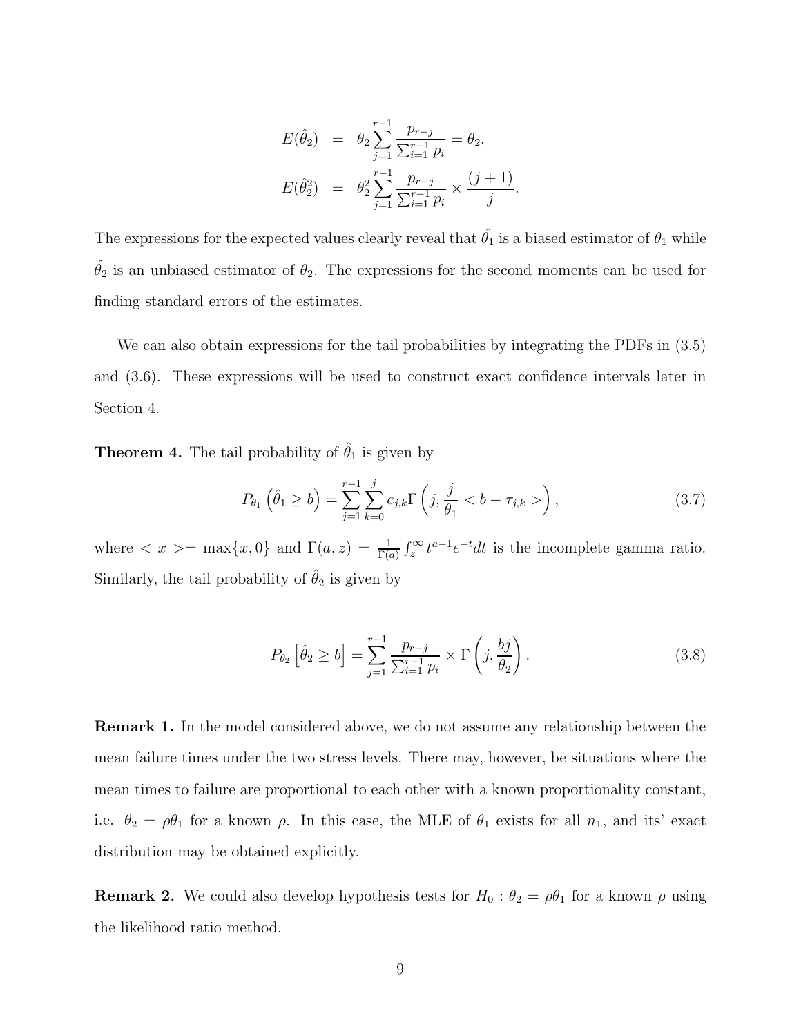$$
\begin{aligned}
E(\hat{\theta}_2) &= \theta_2 \sum_{j=1}^{r-1} \frac{p_{r-j}}{\sum_{i=1}^{r-1} p_i} = \theta_2, \\
E(\hat{\theta}_2^2) &= \theta_2^2 \sum_{j=1}^{r-1} \frac{p_{r-j}}{\sum_{i=1}^{r-1} p_i} \times \frac{(j+1)}{j}.
\end{aligned}
$$

The expressions for the expected values clearly reveal that $\hat{\theta}_1$ is a biased estimator of $\theta_1$ while $\hat{\theta}_2$ is an unbiased estimator of $\theta_2$. The expressions for the second moments can be used for finding standard errors of the estimates.

We can also obtain expressions for the tail probabilities by integrating the PDFs in (3.5) and (3.6). These expressions will be used to construct exact confidence intervals later in Section 4.

**Theorem 4.** The tail probability of $\hat{\theta}_1$ is given by

$$
P_{\theta_1}\left(\hat{\theta}_1 \geq b\right) = \sum_{j=1}^{r-1} \sum_{k=0}^{j} c_{j,k} \Gamma\left(j, \frac{j}{\theta_1} < b - \tau_{j,k} >\right), \tag{3.7}
$$

where $< x >= \max\{x, 0\}$ and $\Gamma(a, z) = \frac{1}{\Gamma(a)} \int_z^\infty t^{a-1} e^{-t} dt$ is the incomplete gamma ratio. Similarly, the tail probability of $\hat{\theta}_2$ is given by

$$
P_{\theta_2}\left[\hat{\theta}_2 \geq b\right] = \sum_{j=1}^{r-1} \frac{p_{r-j}}{\sum_{i=1}^{r-1} p_i} \times \Gamma\left(j, \frac{bj}{\theta_2}\right). \tag{3.8}
$$

**Remark 1.** In the model considered above, we do not assume any relationship between the mean failure times under the two stress levels. There may, however, be situations where the mean times to failure are proportional to each other with a known proportionality constant, i.e. $\theta_2 = \rho\theta_1$ for a known $\rho$. In this case, the MLE of $\theta_1$ exists for all $n_1$, and its' exact distribution may be obtained explicitly.

**Remark 2.** We could also develop hypothesis tests for $H_0 : \theta_2 = \rho\theta_1$ for a known $\rho$ using the likelihood ratio method.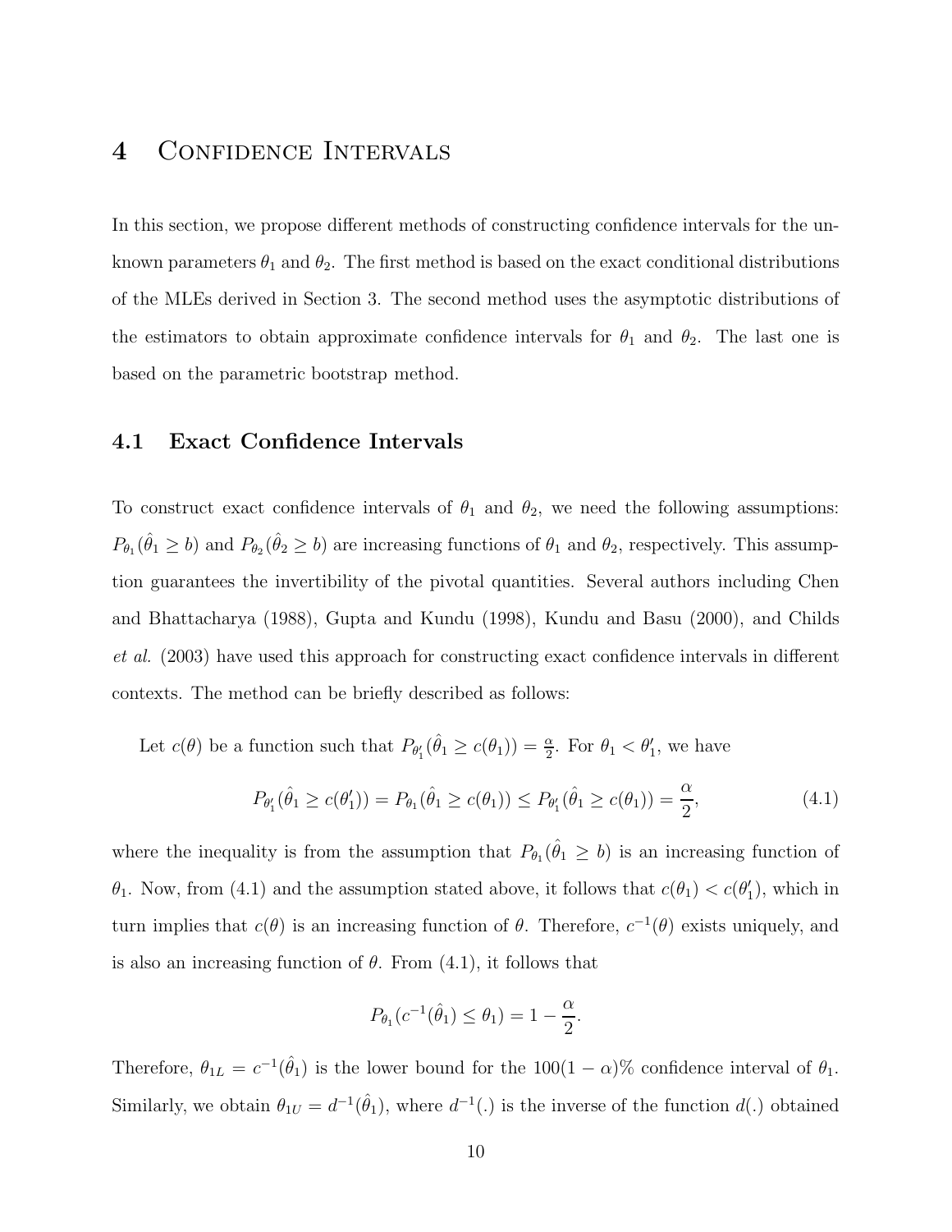# 4 Confidence Intervals

In this section, we propose different methods of constructing confidence intervals for the unknown parameters $\theta_1$ and $\theta_2$. The first method is based on the exact conditional distributions of the MLEs derived in Section 3. The second method uses the asymptotic distributions of the estimators to obtain approximate confidence intervals for $\theta_1$ and $\theta_2$. The last one is based on the parametric bootstrap method.

## 4.1 Exact Confidence Intervals

To construct exact confidence intervals of $\theta_1$ and $\theta_2$, we need the following assumptions: $P_{\theta_1}(\hat{\theta}_1 \geq b)$ and $P_{\theta_2}(\hat{\theta}_2 \geq b)$ are increasing functions of $\theta_1$ and $\theta_2$, respectively. This assumption guarantees the invertibility of the pivotal quantities. Several authors including Chen and Bhattacharya (1988), Gupta and Kundu (1998), Kundu and Basu (2000), and Childs *et al.* (2003) have used this approach for constructing exact confidence intervals in different contexts. The method can be briefly described as follows:

Let $c(\theta)$ be a function such that $P_{\theta_1'}(\hat{\theta}_1 \geq c(\theta_1)) = \frac{\alpha}{2}$. For $\theta_1 < \theta_1'$, we have

$$P_{\theta_1'}(\hat{\theta}_1 \geq c(\theta_1')) = P_{\theta_1}(\hat{\theta}_1 \geq c(\theta_1)) \leq P_{\theta_1'}(\hat{\theta}_1 \geq c(\theta_1)) = \frac{\alpha}{2}, \tag{4.1}$$

where the inequality is from the assumption that $P_{\theta_1}(\hat{\theta}_1 \geq b)$ is an increasing function of $\theta_1$. Now, from (4.1) and the assumption stated above, it follows that $c(\theta_1) < c(\theta_1')$, which in turn implies that $c(\theta)$ is an increasing function of $\theta$. Therefore, $c^{-1}(\theta)$ exists uniquely, and is also an increasing function of $\theta$. From (4.1), it follows that

$$P_{\theta_1}(c^{-1}(\hat{\theta}_1) \leq \theta_1) = 1 - \frac{\alpha}{2}.$$

Therefore, $\theta_{1L} = c^{-1}(\hat{\theta}_1)$ is the lower bound for the $100(1-\alpha)\%$ confidence interval of $\theta_1$. Similarly, we obtain $\theta_{1U} = d^{-1}(\hat{\theta}_1)$, where $d^{-1}(.)$ is the inverse of the function $d(.)$ obtained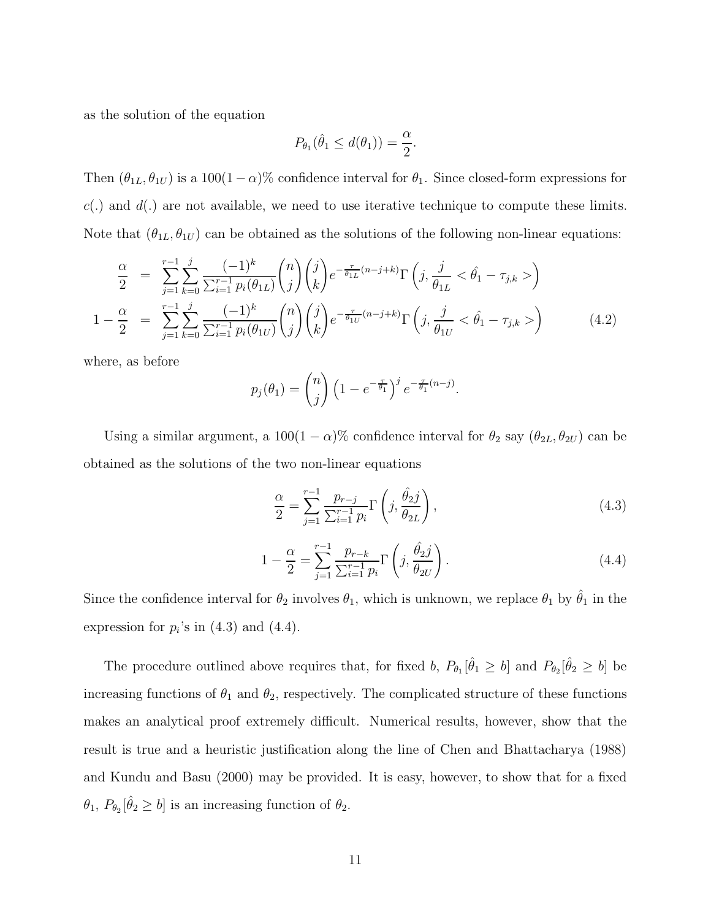as the solution of the equation

$$P_{\theta_1}(\hat{\theta}_1 \leq d(\theta_1)) = \frac{\alpha}{2}.$$

Then $(\theta_{1L}, \theta_{1U})$ is a $100(1-\alpha)\%$ confidence interval for $\theta_1$. Since closed-form expressions for $c(.)$ and $d(.)$ are not available, we need to use iterative technique to compute these limits. Note that $(\theta_{1L}, \theta_{1U})$ can be obtained as the solutions of the following non-linear equations:

$$\begin{aligned}
\frac{\alpha}{2} &= \sum_{j=1}^{r-1}\sum_{k=0}^{j} \frac{(-1)^k}{\sum_{i=1}^{r-1} p_i(\theta_{1L})}\binom{n}{j}\binom{j}{k} e^{-\frac{\tau}{\theta_{1L}}(n-j+k)}\Gamma\left(j, \frac{j}{\theta_{1L}} < \hat{\theta}_1 - \tau_{j,k} >\right) \\
1-\frac{\alpha}{2} &= \sum_{j=1}^{r-1}\sum_{k=0}^{j} \frac{(-1)^k}{\sum_{i=1}^{r-1} p_i(\theta_{1U})}\binom{n}{j}\binom{j}{k} e^{-\frac{\tau}{\theta_{1U}}(n-j+k)}\Gamma\left(j, \frac{j}{\theta_{1U}} < \hat{\theta}_1 - \tau_{j,k} >\right)
\end{aligned} \tag{4.2}$$

where, as before

$$p_j(\theta_1) = \binom{n}{j}\left(1 - e^{-\frac{\tau}{\theta_1}}\right)^j e^{-\frac{\tau}{\theta_1}(n-j)}.$$

Using a similar argument, a $100(1-\alpha)\%$ confidence interval for $\theta_2$ say $(\theta_{2L}, \theta_{2U})$ can be obtained as the solutions of the two non-linear equations

$$\frac{\alpha}{2} = \sum_{j=1}^{r-1} \frac{p_{r-j}}{\sum_{i=1}^{r-1} p_i}\Gamma\left(j, \frac{\hat{\theta}_2 j}{\theta_{2L}}\right), \tag{4.3}$$

$$1-\frac{\alpha}{2} = \sum_{j=1}^{r-1} \frac{p_{r-k}}{\sum_{i=1}^{r-1} p_i}\Gamma\left(j, \frac{\hat{\theta}_2 j}{\theta_{2U}}\right). \tag{4.4}$$

Since the confidence interval for $\theta_2$ involves $\theta_1$, which is unknown, we replace $\theta_1$ by $\hat{\theta}_1$ in the expression for $p_i$'s in (4.3) and (4.4).

The procedure outlined above requires that, for fixed $b$, $P_{\theta_1}[\hat{\theta}_1 \geq b]$ and $P_{\theta_2}[\hat{\theta}_2 \geq b]$ be increasing functions of $\theta_1$ and $\theta_2$, respectively. The complicated structure of these functions makes an analytical proof extremely difficult. Numerical results, however, show that the result is true and a heuristic justification along the line of Chen and Bhattacharya (1988) and Kundu and Basu (2000) may be provided. It is easy, however, to show that for a fixed $\theta_1$, $P_{\theta_2}[\hat{\theta}_2 \geq b]$ is an increasing function of $\theta_2$.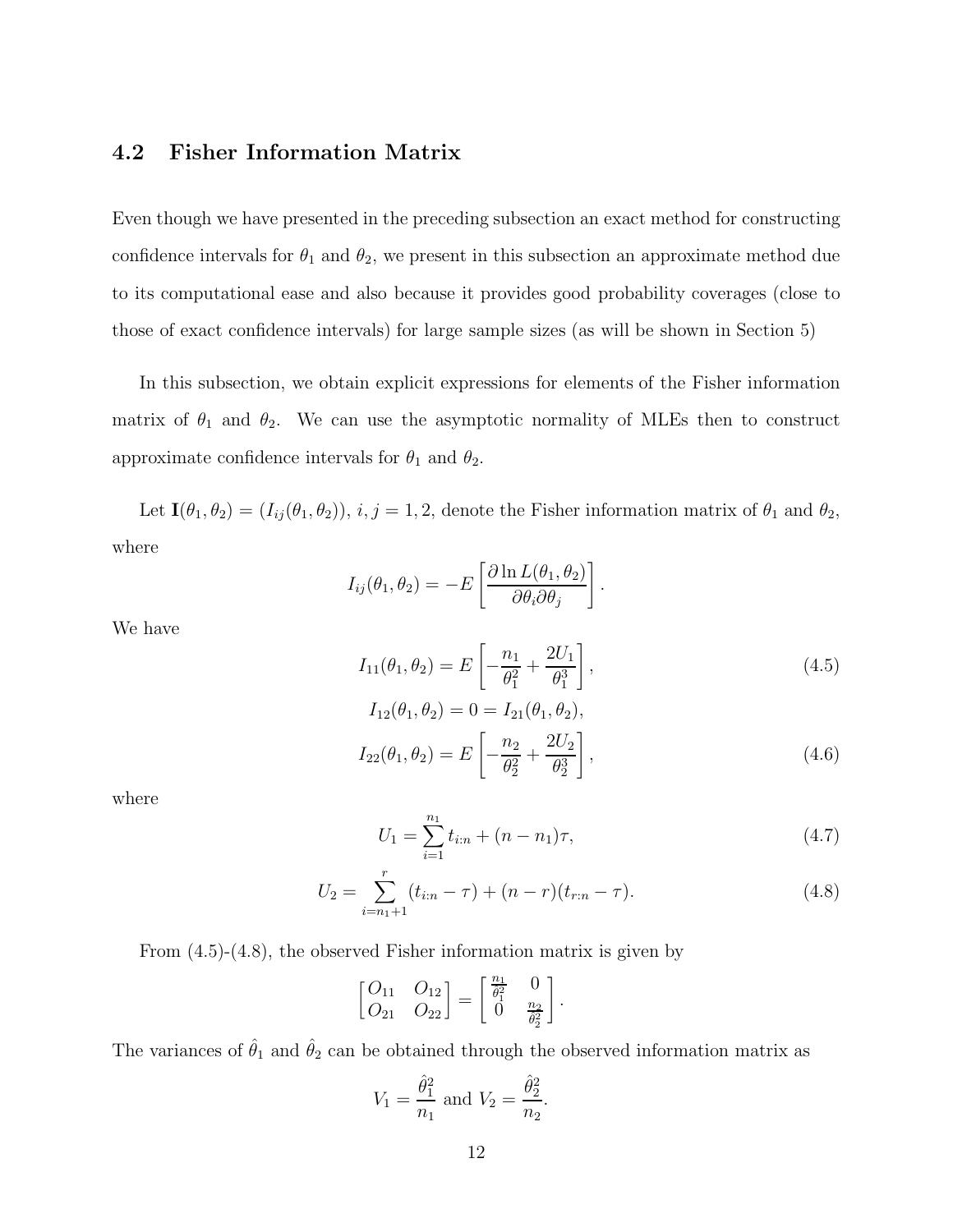### 4.2 Fisher Information Matrix

Even though we have presented in the preceding subsection an exact method for constructing confidence intervals for $\theta_1$ and $\theta_2$, we present in this subsection an approximate method due to its computational ease and also because it provides good probability coverages (close to those of exact confidence intervals) for large sample sizes (as will be shown in Section 5)

In this subsection, we obtain explicit expressions for elements of the Fisher information matrix of $\theta_1$ and $\theta_2$. We can use the asymptotic normality of MLEs then to construct approximate confidence intervals for $\theta_1$ and $\theta_2$.

Let $\mathbf{I}(\theta_1, \theta_2) = (I_{ij}(\theta_1, \theta_2))$, $i, j = 1, 2$, denote the Fisher information matrix of $\theta_1$ and $\theta_2$, where

$$I_{ij}(\theta_1, \theta_2) = -E\left[\frac{\partial \ln L(\theta_1, \theta_2)}{\partial\theta_i \partial\theta_j}\right].$$

We have

$$I_{11}(\theta_1, \theta_2) = E\left[-\frac{n_1}{\theta_1^2} + \frac{2U_1}{\theta_1^3}\right], \tag{4.5}$$

$$I_{12}(\theta_1, \theta_2) = 0 = I_{21}(\theta_1, \theta_2),$$

$$I_{22}(\theta_1, \theta_2) = E\left[-\frac{n_2}{\theta_2^2} + \frac{2U_2}{\theta_2^3}\right], \tag{4.6}$$

where

$$U_1 = \sum_{i=1}^{n_1} t_{i:n} + (n - n_1)\tau, \tag{4.7}$$

$$U_2 = \sum_{i=n_1+1}^{r} (t_{i:n} - \tau) + (n - r)(t_{r:n} - \tau). \tag{4.8}$$

From (4.5)-(4.8), the observed Fisher information matrix is given by

$$\begin{bmatrix} O_{11} & O_{12} \\ O_{21} & O_{22} \end{bmatrix} = \begin{bmatrix} \frac{n_1}{\theta_1^2} & 0 \\ 0 & \frac{n_2}{\theta_2^2} \end{bmatrix}.$$

The variances of $\hat{\theta}_1$ and $\hat{\theta}_2$ can be obtained through the observed information matrix as

$$V_1 = \frac{\hat{\theta}_1^2}{n_1} \text{ and } V_2 = \frac{\hat{\theta}_2^2}{n_2}.$$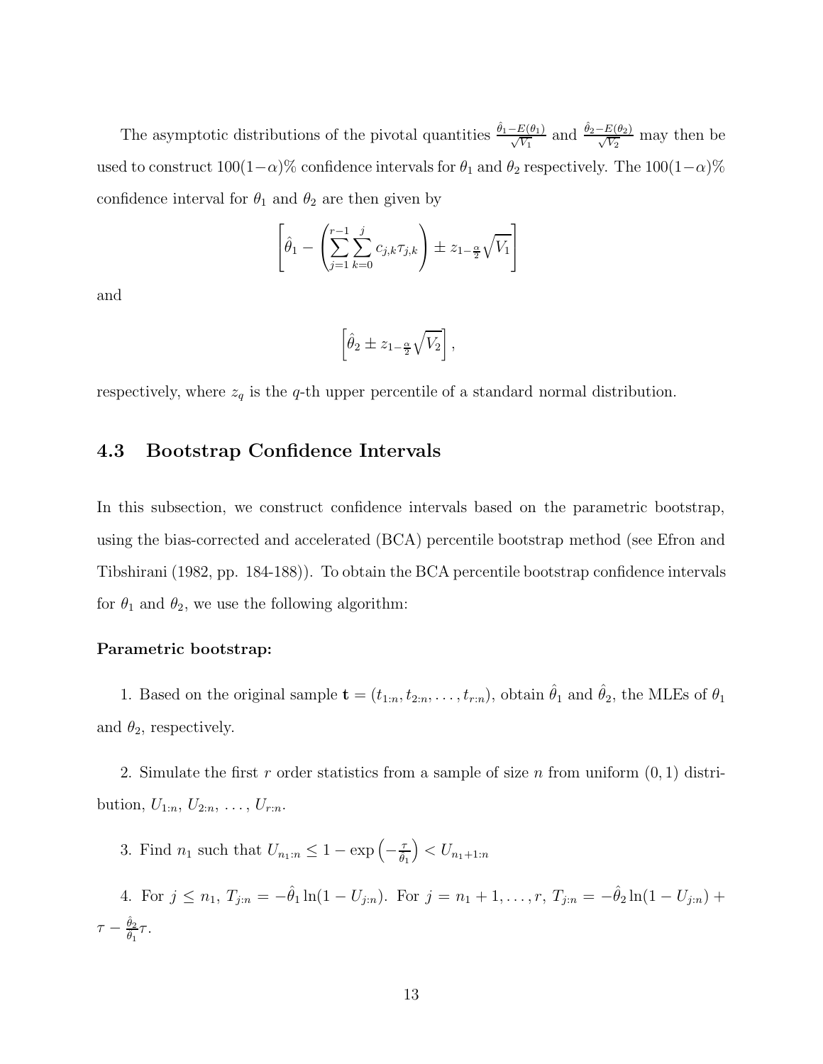The asymptotic distributions of the pivotal quantities $\frac{\hat{\theta}_1 - E(\theta_1)}{\sqrt{V_1}}$ and $\frac{\hat{\theta}_2 - E(\theta_2)}{\sqrt{V_2}}$ may then be used to construct $100(1-\alpha)\%$ confidence intervals for $\theta_1$ and $\theta_2$ respectively. The $100(1-\alpha)\%$ confidence interval for $\theta_1$ and $\theta_2$ are then given by

$$\left[\hat{\theta}_1 - \left(\sum_{j=1}^{r-1} \sum_{k=0}^{j} c_{j,k} \tau_{j,k}\right) \pm z_{1-\frac{\alpha}{2}} \sqrt{V_1}\right]$$

and

$$\left[\hat{\theta}_2 \pm z_{1-\frac{\alpha}{2}} \sqrt{V_2}\right],$$

respectively, where $z_q$ is the $q$-th upper percentile of a standard normal distribution.

## 4.3 Bootstrap Confidence Intervals

In this subsection, we construct confidence intervals based on the parametric bootstrap, using the bias-corrected and accelerated (BCA) percentile bootstrap method (see Efron and Tibshirani (1982, pp. 184-188)). To obtain the BCA percentile bootstrap confidence intervals for $\theta_1$ and $\theta_2$, we use the following algorithm:

**Parametric bootstrap:**

1. Based on the original sample $\mathbf{t} = (t_{1:n}, t_{2:n}, \ldots, t_{r:n})$, obtain $\hat{\theta}_1$ and $\hat{\theta}_2$, the MLEs of $\theta_1$ and $\theta_2$, respectively.

2. Simulate the first $r$ order statistics from a sample of size $n$ from uniform $(0, 1)$ distribution, $U_{1:n}$, $U_{2:n}$, $\ldots$, $U_{r:n}$.

3. Find $n_1$ such that $U_{n_1:n} \leq 1 - \exp\left(-\frac{\tau}{\hat{\theta}_1}\right) < U_{n_1+1:n}$

4. For $j \leq n_1$, $T_{j:n} = -\hat{\theta}_1 \ln(1 - U_{j:n})$. For $j = n_1 + 1, \ldots, r$, $T_{j:n} = -\hat{\theta}_2 \ln(1 - U_{j:n}) + \tau - \frac{\hat{\theta}_2}{\hat{\theta}_1}\tau$.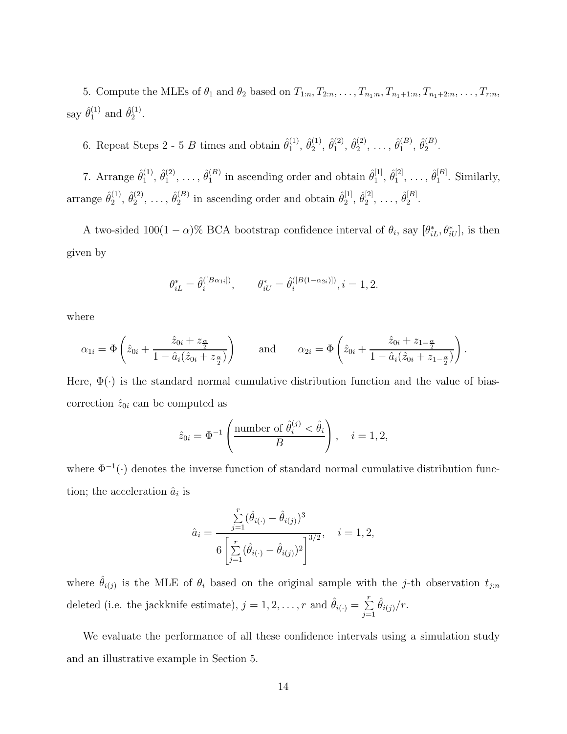5. Compute the MLEs of $\theta_1$ and $\theta_2$ based on $T_{1:n}, T_{2:n}, \ldots, T_{n_1:n}, T_{n_1+1:n}, T_{n_1+2:n}, \ldots, T_{r:n}$, say $\hat{\theta}_1^{(1)}$ and $\hat{\theta}_2^{(1)}$.

6. Repeat Steps 2 - 5 $B$ times and obtain $\hat{\theta}_1^{(1)}, \hat{\theta}_2^{(1)}, \hat{\theta}_1^{(2)}, \hat{\theta}_2^{(2)}, \ldots, \hat{\theta}_1^{(B)}, \hat{\theta}_2^{(B)}$.

7. Arrange $\hat{\theta}_1^{(1)}, \hat{\theta}_1^{(2)}, \ldots, \hat{\theta}_1^{(B)}$ in ascending order and obtain $\hat{\theta}_1^{[1]}, \hat{\theta}_1^{[2]}, \ldots, \hat{\theta}_1^{[B]}$. Similarly, arrange $\hat{\theta}_2^{(1)}, \hat{\theta}_2^{(2)}, \ldots, \hat{\theta}_2^{(B)}$ in ascending order and obtain $\hat{\theta}_2^{[1]}, \hat{\theta}_2^{[2]}, \ldots, \hat{\theta}_2^{[B]}$.

A two-sided $100(1-\alpha)\%$ BCA bootstrap confidence interval of $\theta_i$, say $[\theta_{iL}^*, \theta_{iU}^*]$, is then given by

$$\theta_{iL}^* = \hat{\theta}_i^{([B\alpha_{1i}])}, \qquad \theta_{iU}^* = \hat{\theta}_i^{([B(1-\alpha_{2i})])}, i = 1, 2.$$

where

$$\alpha_{1i} = \Phi\left(\hat{z}_{0i} + \frac{\hat{z}_{0i} + z_{\frac{\alpha}{2}}}{1 - \hat{a}_i(\hat{z}_{0i} + z_{\frac{\alpha}{2}})}\right) \qquad \text{and} \qquad \alpha_{2i} = \Phi\left(\hat{z}_{0i} + \frac{\hat{z}_{0i} + z_{1-\frac{\alpha}{2}}}{1 - \hat{a}_i(\hat{z}_{0i} + z_{1-\frac{\alpha}{2}})}\right).$$

Here, $\Phi(\cdot)$ is the standard normal cumulative distribution function and the value of bias-correction $\hat{z}_{0i}$ can be computed as

$$\hat{z}_{0i} = \Phi^{-1}\left(\frac{\text{number of } \hat{\theta}_i^{(j)} < \hat{\theta}_i}{B}\right), \quad i = 1, 2,$$

where $\Phi^{-1}(\cdot)$ denotes the inverse function of standard normal cumulative distribution function; the acceleration $\hat{a}_i$ is

$$\hat{a}_i = \frac{\sum_{j=1}^{r} (\hat{\theta}_{i(\cdot)} - \hat{\theta}_{i(j)})^3}{6\left[\sum_{j=1}^{r} (\hat{\theta}_{i(\cdot)} - \hat{\theta}_{i(j)})^2\right]^{3/2}}, \quad i = 1, 2,$$

where $\hat{\theta}_{i(j)}$ is the MLE of $\theta_i$ based on the original sample with the $j$-th observation $t_{j:n}$ deleted (i.e. the jackknife estimate), $j = 1, 2, \ldots, r$ and $\hat{\theta}_{i(\cdot)} = \sum_{j=1}^{r} \hat{\theta}_{i(j)}/r$.

We evaluate the performance of all these confidence intervals using a simulation study and an illustrative example in Section 5.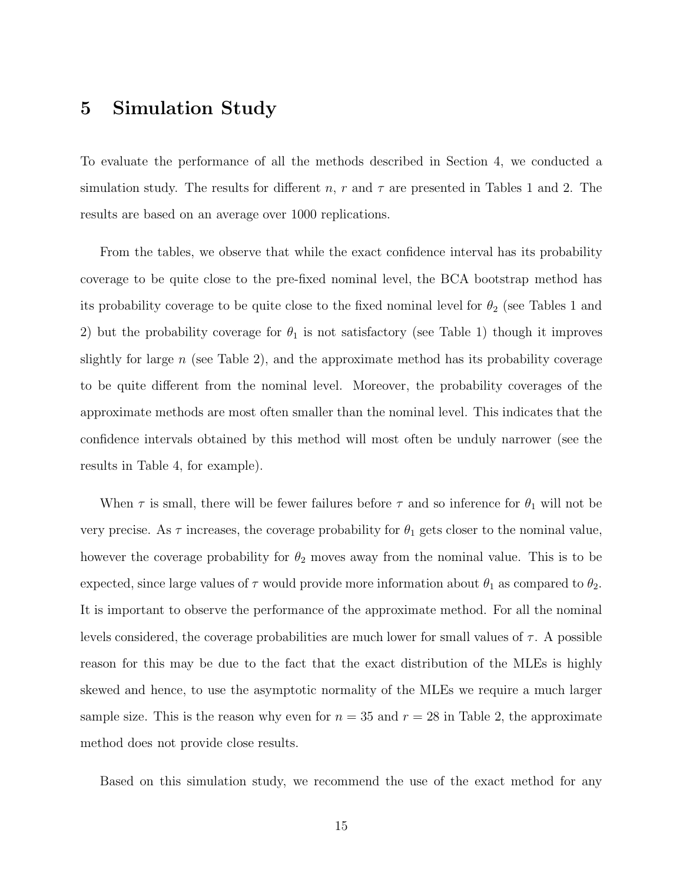## 5 Simulation Study

To evaluate the performance of all the methods described in Section 4, we conducted a simulation study. The results for different $n$, $r$ and $\tau$ are presented in Tables 1 and 2. The results are based on an average over 1000 replications.

From the tables, we observe that while the exact confidence interval has its probability coverage to be quite close to the pre-fixed nominal level, the BCA bootstrap method has its probability coverage to be quite close to the fixed nominal level for $\theta_2$ (see Tables 1 and 2) but the probability coverage for $\theta_1$ is not satisfactory (see Table 1) though it improves slightly for large $n$ (see Table 2), and the approximate method has its probability coverage to be quite different from the nominal level. Moreover, the probability coverages of the approximate methods are most often smaller than the nominal level. This indicates that the confidence intervals obtained by this method will most often be unduly narrower (see the results in Table 4, for example).

When $\tau$ is small, there will be fewer failures before $\tau$ and so inference for $\theta_1$ will not be very precise. As $\tau$ increases, the coverage probability for $\theta_1$ gets closer to the nominal value, however the coverage probability for $\theta_2$ moves away from the nominal value. This is to be expected, since large values of $\tau$ would provide more information about $\theta_1$ as compared to $\theta_2$. It is important to observe the performance of the approximate method. For all the nominal levels considered, the coverage probabilities are much lower for small values of $\tau$. A possible reason for this may be due to the fact that the exact distribution of the MLEs is highly skewed and hence, to use the asymptotic normality of the MLEs we require a much larger sample size. This is the reason why even for $n = 35$ and $r = 28$ in Table 2, the approximate method does not provide close results.

Based on this simulation study, we recommend the use of the exact method for any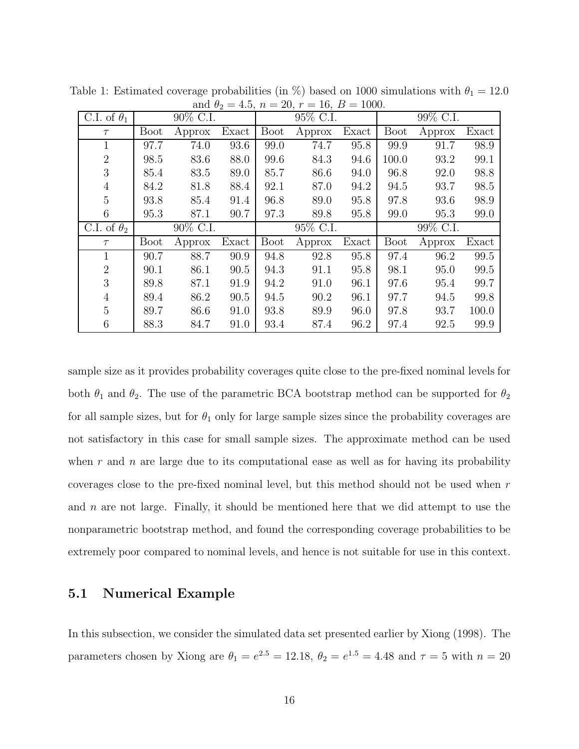Table 1: Estimated coverage probabilities (in %) based on 1000 simulations with $\theta_1 = 12.0$ and $\theta_2 = 4.5$, $n = 20$, $r = 16$, $B = 1000$.

| C.I. of $\theta_1$ | 90% C.I. | | | 95% C.I. | | | 99% C.I. | | |
|---|---|---|---|---|---|---|---|---|---|
| $\tau$ | Boot | Approx | Exact | Boot | Approx | Exact | Boot | Approx | Exact |
| 1 | 97.7 | 74.0 | 93.6 | 99.0 | 74.7 | 95.8 | 99.9 | 91.7 | 98.9 |
| 2 | 98.5 | 83.6 | 88.0 | 99.6 | 84.3 | 94.6 | 100.0 | 93.2 | 99.1 |
| 3 | 85.4 | 83.5 | 89.0 | 85.7 | 86.6 | 94.0 | 96.8 | 92.0 | 98.8 |
| 4 | 84.2 | 81.8 | 88.4 | 92.1 | 87.0 | 94.2 | 94.5 | 93.7 | 98.5 |
| 5 | 93.8 | 85.4 | 91.4 | 96.8 | 89.0 | 95.8 | 97.8 | 93.6 | 98.9 |
| 6 | 95.3 | 87.1 | 90.7 | 97.3 | 89.8 | 95.8 | 99.0 | 95.3 | 99.0 |
| C.I. of $\theta_2$ | 90% C.I. | | | 95% C.I. | | | 99% C.I. | | |
| $\tau$ | Boot | Approx | Exact | Boot | Approx | Exact | Boot | Approx | Exact |
| 1 | 90.7 | 88.7 | 90.9 | 94.8 | 92.8 | 95.8 | 97.4 | 96.2 | 99.5 |
| 2 | 90.1 | 86.1 | 90.5 | 94.3 | 91.1 | 95.8 | 98.1 | 95.0 | 99.5 |
| 3 | 89.8 | 87.1 | 91.9 | 94.2 | 91.0 | 96.1 | 97.6 | 95.4 | 99.7 |
| 4 | 89.4 | 86.2 | 90.5 | 94.5 | 90.2 | 96.1 | 97.7 | 94.5 | 99.8 |
| 5 | 89.7 | 86.6 | 91.0 | 93.8 | 89.9 | 96.0 | 97.8 | 93.7 | 100.0 |
| 6 | 88.3 | 84.7 | 91.0 | 93.4 | 87.4 | 96.2 | 97.4 | 92.5 | 99.9 |

sample size as it provides probability coverages quite close to the pre-fixed nominal levels for both $\theta_1$ and $\theta_2$. The use of the parametric BCA bootstrap method can be supported for $\theta_2$ for all sample sizes, but for $\theta_1$ only for large sample sizes since the probability coverages are not satisfactory in this case for small sample sizes. The approximate method can be used when $r$ and $n$ are large due to its computational ease as well as for having its probability coverages close to the pre-fixed nominal level, but this method should not be used when $r$ and $n$ are not large. Finally, it should be mentioned here that we did attempt to use the nonparametric bootstrap method, and found the corresponding coverage probabilities to be extremely poor compared to nominal levels, and hence is not suitable for use in this context.

### 5.1 Numerical Example

In this subsection, we consider the simulated data set presented earlier by Xiong (1998). The parameters chosen by Xiong are $\theta_1 = e^{2.5} = 12.18$, $\theta_2 = e^{1.5} = 4.48$ and $\tau = 5$ with $n = 20$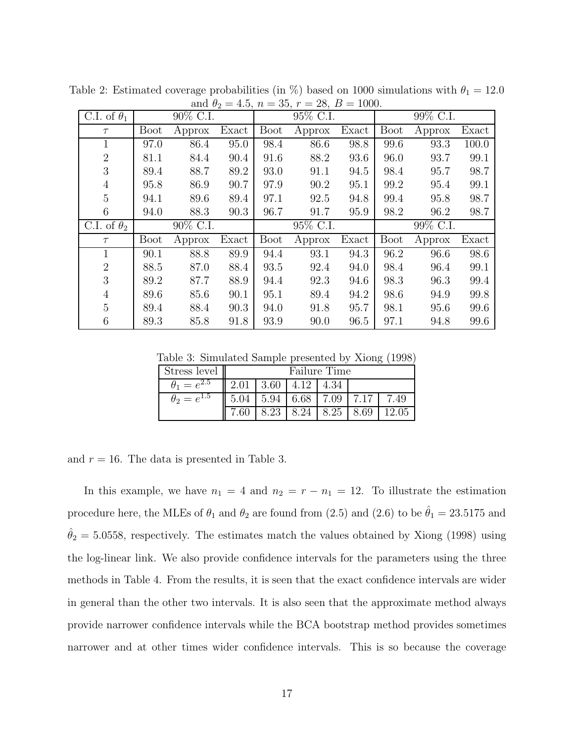Table 2: Estimated coverage probabilities (in %) based on 1000 simulations with $\theta_1 = 12.0$ and $\theta_2 = 4.5$, $n = 35$, $r = 28$, $B = 1000$.

| C.I. of $\theta_1$ | 90% C.I. | | | 95% C.I. | | | 99% C.I. | | |
|---|---|---|---|---|---|---|---|---|---|
| $\tau$ | Boot | Approx | Exact | Boot | Approx | Exact | Boot | Approx | Exact |
| 1 | 97.0 | 86.4 | 95.0 | 98.4 | 86.6 | 98.8 | 99.6 | 93.3 | 100.0 |
| 2 | 81.1 | 84.4 | 90.4 | 91.6 | 88.2 | 93.6 | 96.0 | 93.7 | 99.1 |
| 3 | 89.4 | 88.7 | 89.2 | 93.0 | 91.1 | 94.5 | 98.4 | 95.7 | 98.7 |
| 4 | 95.8 | 86.9 | 90.7 | 97.9 | 90.2 | 95.1 | 99.2 | 95.4 | 99.1 |
| 5 | 94.1 | 89.6 | 89.4 | 97.1 | 92.5 | 94.8 | 99.4 | 95.8 | 98.7 |
| 6 | 94.0 | 88.3 | 90.3 | 96.7 | 91.7 | 95.9 | 98.2 | 96.2 | 98.7 |
| C.I. of $\theta_2$ | 90% C.I. | | | 95% C.I. | | | 99% C.I. | | |
| $\tau$ | Boot | Approx | Exact | Boot | Approx | Exact | Boot | Approx | Exact |
| 1 | 90.1 | 88.8 | 89.9 | 94.4 | 93.1 | 94.3 | 96.2 | 96.6 | 98.6 |
| 2 | 88.5 | 87.0 | 88.4 | 93.5 | 92.4 | 94.0 | 98.4 | 96.4 | 99.1 |
| 3 | 89.2 | 87.7 | 88.9 | 94.4 | 92.3 | 94.6 | 98.3 | 96.3 | 99.4 |
| 4 | 89.6 | 85.6 | 90.1 | 95.1 | 89.4 | 94.2 | 98.6 | 94.9 | 99.8 |
| 5 | 89.4 | 88.4 | 90.3 | 94.0 | 91.8 | 95.7 | 98.1 | 95.6 | 99.6 |
| 6 | 89.3 | 85.8 | 91.8 | 93.9 | 90.0 | 96.5 | 97.1 | 94.8 | 99.6 |

Table 3: Simulated Sample presented by Xiong (1998)

| Stress level | Failure Time | | | | | |
|---|---|---|---|---|---|---|
| $\theta_1 = e^{2.5}$ | 2.01 | 3.60 | 4.12 | 4.34 | | |
| $\theta_2 = e^{1.5}$ | 5.04 | 5.94 | 6.68 | 7.09 | 7.17 | 7.49 |
| | 7.60 | 8.23 | 8.24 | 8.25 | 8.69 | 12.05 |

and $r = 16$. The data is presented in Table 3.

In this example, we have $n_1 = 4$ and $n_2 = r - n_1 = 12$. To illustrate the estimation procedure here, the MLEs of $\theta_1$ and $\theta_2$ are found from (2.5) and (2.6) to be $\hat{\theta}_1 = 23.5175$ and $\hat{\theta}_2 = 5.0558$, respectively. The estimates match the values obtained by Xiong (1998) using the log-linear link. We also provide confidence intervals for the parameters using the three methods in Table 4. From the results, it is seen that the exact confidence intervals are wider in general than the other two intervals. It is also seen that the approximate method always provide narrower confidence intervals while the BCA bootstrap method provides sometimes narrower and at other times wider confidence intervals. This is so because the coverage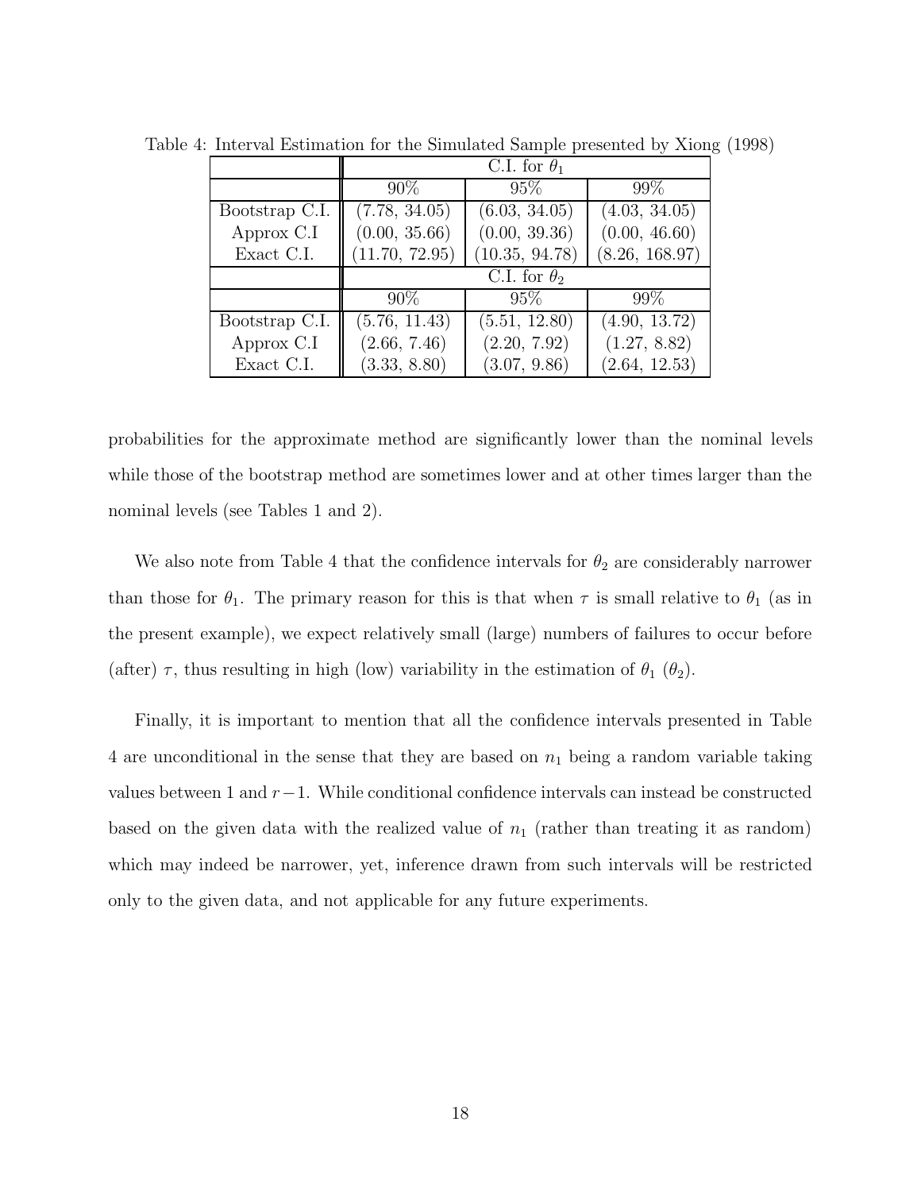Table 4: Interval Estimation for the Simulated Sample presented by Xiong (1998)

| | C.I. for $\theta_1$ | | |
|---|---|---|---|
| | 90% | 95% | 99% |
| Bootstrap C.I. | (7.78, 34.05) | (6.03, 34.05) | (4.03, 34.05) |
| Approx C.I | (0.00, 35.66) | (0.00, 39.36) | (0.00, 46.60) |
| Exact C.I. | (11.70, 72.95) | (10.35, 94.78) | (8.26, 168.97) |
| | C.I. for $\theta_2$ | | |
| | 90% | 95% | 99% |
| Bootstrap C.I. | (5.76, 11.43) | (5.51, 12.80) | (4.90, 13.72) |
| Approx C.I | (2.66, 7.46) | (2.20, 7.92) | (1.27, 8.82) |
| Exact C.I. | (3.33, 8.80) | (3.07, 9.86) | (2.64, 12.53) |

probabilities for the approximate method are significantly lower than the nominal levels while those of the bootstrap method are sometimes lower and at other times larger than the nominal levels (see Tables 1 and 2).

We also note from Table 4 that the confidence intervals for $\theta_2$ are considerably narrower than those for $\theta_1$. The primary reason for this is that when $\tau$ is small relative to $\theta_1$ (as in the present example), we expect relatively small (large) numbers of failures to occur before (after) $\tau$, thus resulting in high (low) variability in the estimation of $\theta_1$ ($\theta_2$).

Finally, it is important to mention that all the confidence intervals presented in Table 4 are unconditional in the sense that they are based on $n_1$ being a random variable taking values between 1 and $r-1$. While conditional confidence intervals can instead be constructed based on the given data with the realized value of $n_1$ (rather than treating it as random) which may indeed be narrower, yet, inference drawn from such intervals will be restricted only to the given data, and not applicable for any future experiments.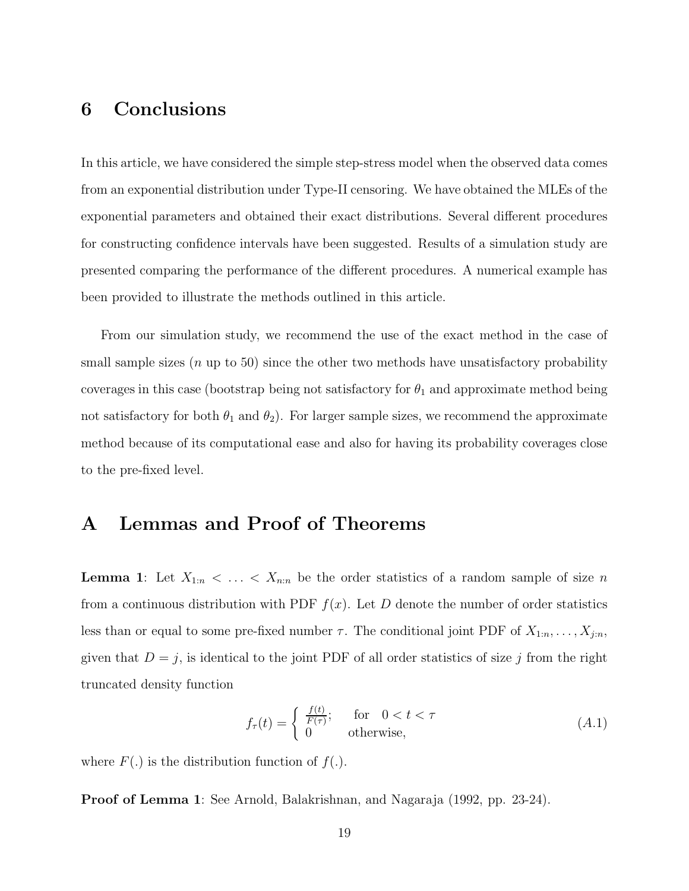## 6 Conclusions

In this article, we have considered the simple step-stress model when the observed data comes from an exponential distribution under Type-II censoring. We have obtained the MLEs of the exponential parameters and obtained their exact distributions. Several different procedures for constructing confidence intervals have been suggested. Results of a simulation study are presented comparing the performance of the different procedures. A numerical example has been provided to illustrate the methods outlined in this article.

From our simulation study, we recommend the use of the exact method in the case of small sample sizes ($n$ up to 50) since the other two methods have unsatisfactory probability coverages in this case (bootstrap being not satisfactory for $\theta_1$ and approximate method being not satisfactory for both $\theta_1$ and $\theta_2$). For larger sample sizes, we recommend the approximate method because of its computational ease and also for having its probability coverages close to the pre-fixed level.

## A Lemmas and Proof of Theorems

**Lemma 1**: Let $X_{1:n} < \ldots < X_{n:n}$ be the order statistics of a random sample of size $n$ from a continuous distribution with PDF $f(x)$. Let $D$ denote the number of order statistics less than or equal to some pre-fixed number $\tau$. The conditional joint PDF of $X_{1:n}, \ldots, X_{j:n}$, given that $D = j$, is identical to the joint PDF of all order statistics of size $j$ from the right truncated density function

$$f_\tau(t) = \begin{cases} \frac{f(t)}{F(\tau)}; & \text{for} \quad 0 < t < \tau \\ 0 & \text{otherwise,} \end{cases} \tag{A.1}$$

where $F(.)$ is the distribution function of $f(.)$.

**Proof of Lemma 1**: See Arnold, Balakrishnan, and Nagaraja (1992, pp. 23-24).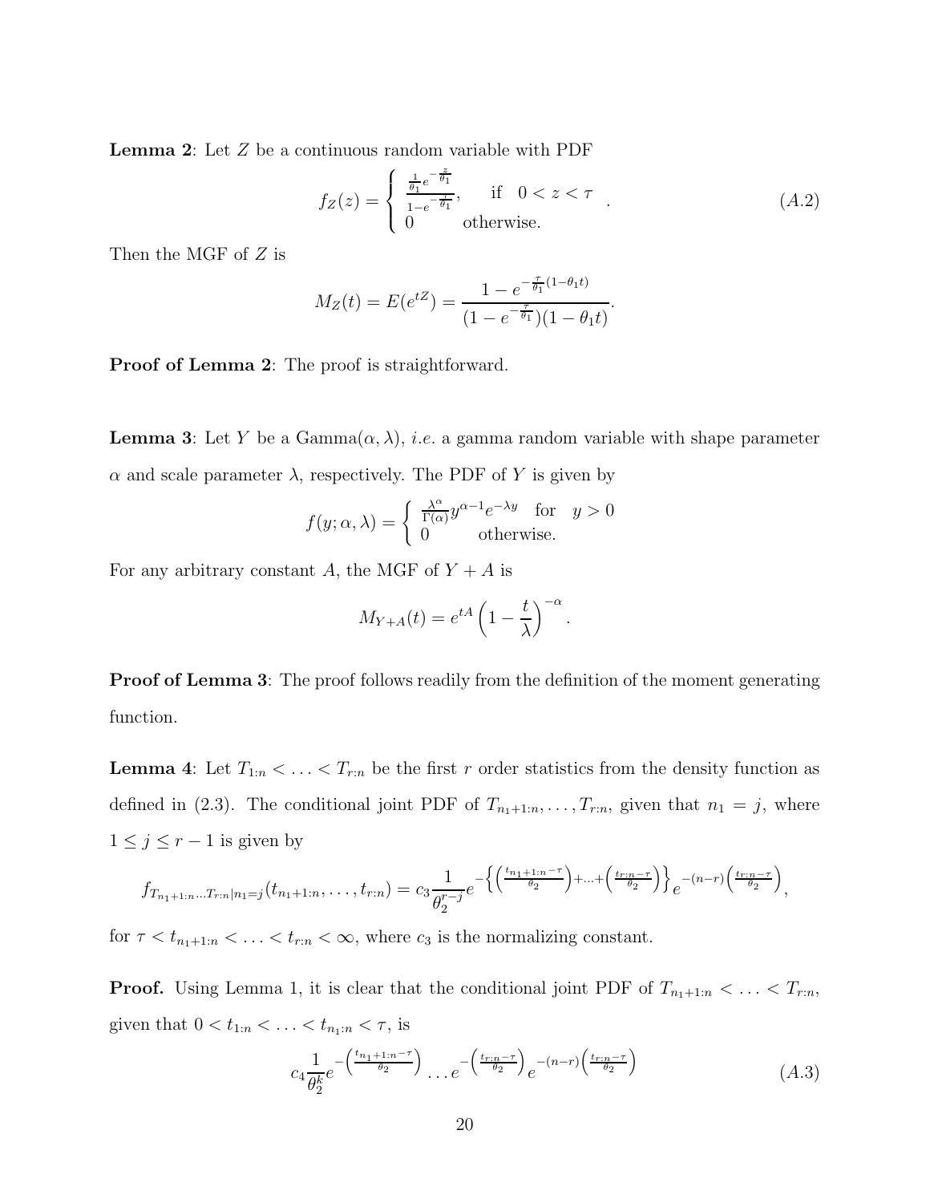**Lemma 2**: Let $Z$ be a continuous random variable with PDF

$$f_Z(z) = \begin{cases} \frac{\frac{1}{\theta_1} e^{-\frac{z}{\theta_1}}}{1-e^{-\frac{\tau}{\theta_1}}}, & \text{if} \quad 0 < z < \tau \\ 0 & \text{otherwise.} \end{cases} \quad . \tag{A.2}$$

Then the MGF of $Z$ is

$$M_Z(t) = E(e^{tZ}) = \frac{1 - e^{-\frac{\tau}{\theta_1}(1-\theta_1 t)}}{(1 - e^{-\frac{\tau}{\theta_1}})(1 - \theta_1 t)}.$$

**Proof of Lemma 2**: The proof is straightforward.

**Lemma 3**: Let $Y$ be a Gamma$(\alpha, \lambda)$, *i.e.* a gamma random variable with shape parameter $\alpha$ and scale parameter $\lambda$, respectively. The PDF of $Y$ is given by

$$f(y; \alpha, \lambda) = \begin{cases} \frac{\lambda^\alpha}{\Gamma(\alpha)} y^{\alpha-1} e^{-\lambda y} & \text{for} \quad y > 0 \\ 0 & \text{otherwise.} \end{cases}$$

For any arbitrary constant $A$, the MGF of $Y + A$ is

$$M_{Y+A}(t) = e^{tA} \left(1 - \frac{t}{\lambda}\right)^{-\alpha}.$$

**Proof of Lemma 3**: The proof follows readily from the definition of the moment generating function.

**Lemma 4**: Let $T_{1:n} < \ldots < T_{r:n}$ be the first $r$ order statistics from the density function as defined in (2.3). The conditional joint PDF of $T_{n_1+1:n}, \ldots, T_{r:n}$, given that $n_1 = j$, where $1 \leq j \leq r-1$ is given by

$$f_{T_{n_1+1:n} \ldots T_{r:n} | n_1 = j}(t_{n_1+1:n}, \ldots, t_{r:n}) = c_3 \frac{1}{\theta_2^{r-j}} e^{-\left\{\left(\frac{t_{n_1+1:n} - \tau}{\theta_2}\right) + \ldots + \left(\frac{t_{r:n} - \tau}{\theta_2}\right)\right\}} e^{-(n-r)\left(\frac{t_{r:n} - \tau}{\theta_2}\right)},$$

for $\tau < t_{n_1+1:n} < \ldots < t_{r:n} < \infty$, where $c_3$ is the normalizing constant.

**Proof.** Using Lemma 1, it is clear that the conditional joint PDF of $T_{n_1+1:n} < \ldots < T_{r:n}$, given that $0 < t_{1:n} < \ldots < t_{n_1:n} < \tau$, is

$$c_4 \frac{1}{\theta_2^k} e^{-\left(\frac{t_{n_1+1:n} - \tau}{\theta_2}\right)} \ldots e^{-\left(\frac{t_{r:n} - \tau}{\theta_2}\right)} e^{-(n-r)\left(\frac{t_{r:n} - \tau}{\theta_2}\right)} \tag{A.3}$$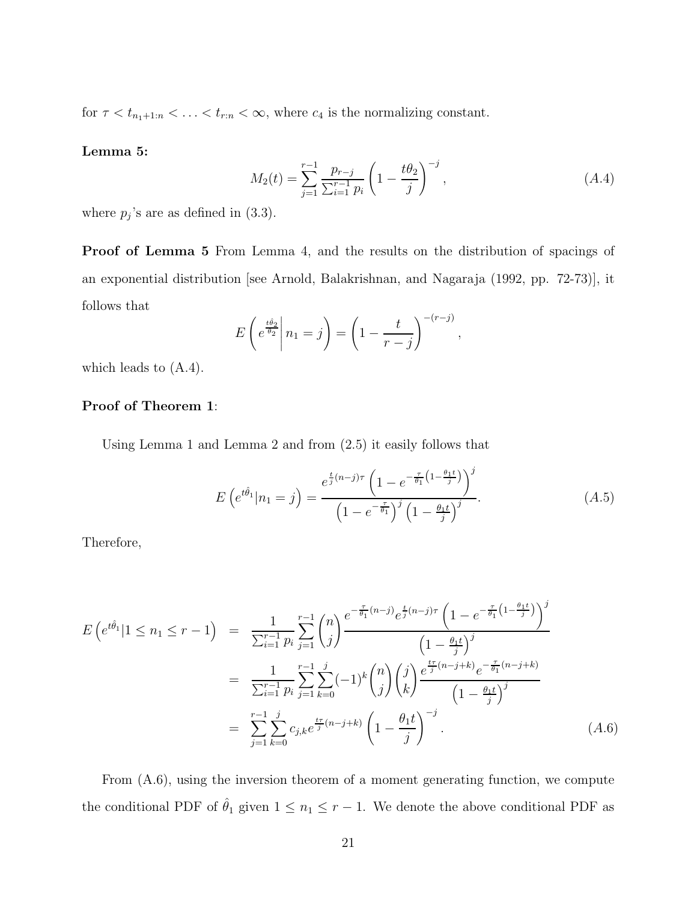for $\tau < t_{n_1+1:n} < \ldots < t_{r:n} < \infty$, where $c_4$ is the normalizing constant.

**Lemma 5:**

$$M_2(t) = \sum_{j=1}^{r-1} \frac{p_{r-j}}{\sum_{i=1}^{r-1} p_i} \left(1 - \frac{t\theta_2}{j}\right)^{-j}, \tag{A.4}$$

where $p_j$'s are as defined in (3.3).

**Proof of Lemma 5** From Lemma 4, and the results on the distribution of spacings of an exponential distribution [see Arnold, Balakrishnan, and Nagaraja (1992, pp. 72-73)], it follows that

$$E\left(e^{\frac{t\hat{\theta}_2}{\theta_2}} \middle| n_1 = j\right) = \left(1 - \frac{t}{r-j}\right)^{-(r-j)},$$

which leads to (A.4).

**Proof of Theorem 1**:

Using Lemma 1 and Lemma 2 and from (2.5) it easily follows that

$$E\left(e^{t\hat{\theta}_1} | n_1 = j\right) = \frac{e^{\frac{t}{j}(n-j)\tau}\left(1 - e^{-\frac{\tau}{\theta_1}\left(1-\frac{\theta_1 t}{j}\right)}\right)^j}{\left(1-e^{-\frac{\tau}{\theta_1}}\right)^j\left(1-\frac{\theta_1 t}{j}\right)^j}. \tag{A.5}$$

Therefore,

$$\begin{aligned}
E\left(e^{t\hat{\theta}_1} | 1 \leq n_1 \leq r-1\right) &= \frac{1}{\sum_{i=1}^{r-1} p_i} \sum_{j=1}^{r-1} \binom{n}{j} \frac{e^{-\frac{\tau}{\theta_1}(n-j)} e^{\frac{t}{j}(n-j)\tau}\left(1-e^{-\frac{\tau}{\theta_1}\left(1-\frac{\theta_1 t}{j}\right)}\right)^j}{\left(1-\frac{\theta_1 t}{j}\right)^j} \\
&= \frac{1}{\sum_{i=1}^{r-1} p_i} \sum_{j=1}^{r-1} \sum_{k=0}^{j} (-1)^k \binom{n}{j}\binom{j}{k} \frac{e^{\frac{t\tau}{j}(n-j+k)} e^{-\frac{\tau}{\theta_1}(n-j+k)}}{\left(1-\frac{\theta_1 t}{j}\right)^j} \\
&= \sum_{j=1}^{r-1} \sum_{k=0}^{j} c_{j,k} e^{\frac{t\tau}{j}(n-j+k)} \left(1 - \frac{\theta_1 t}{j}\right)^{-j}. \qquad (A.6)
\end{aligned}$$

From (A.6), using the inversion theorem of a moment generating function, we compute the conditional PDF of $\hat{\theta}_1$ given $1 \leq n_1 \leq r-1$. We denote the above conditional PDF as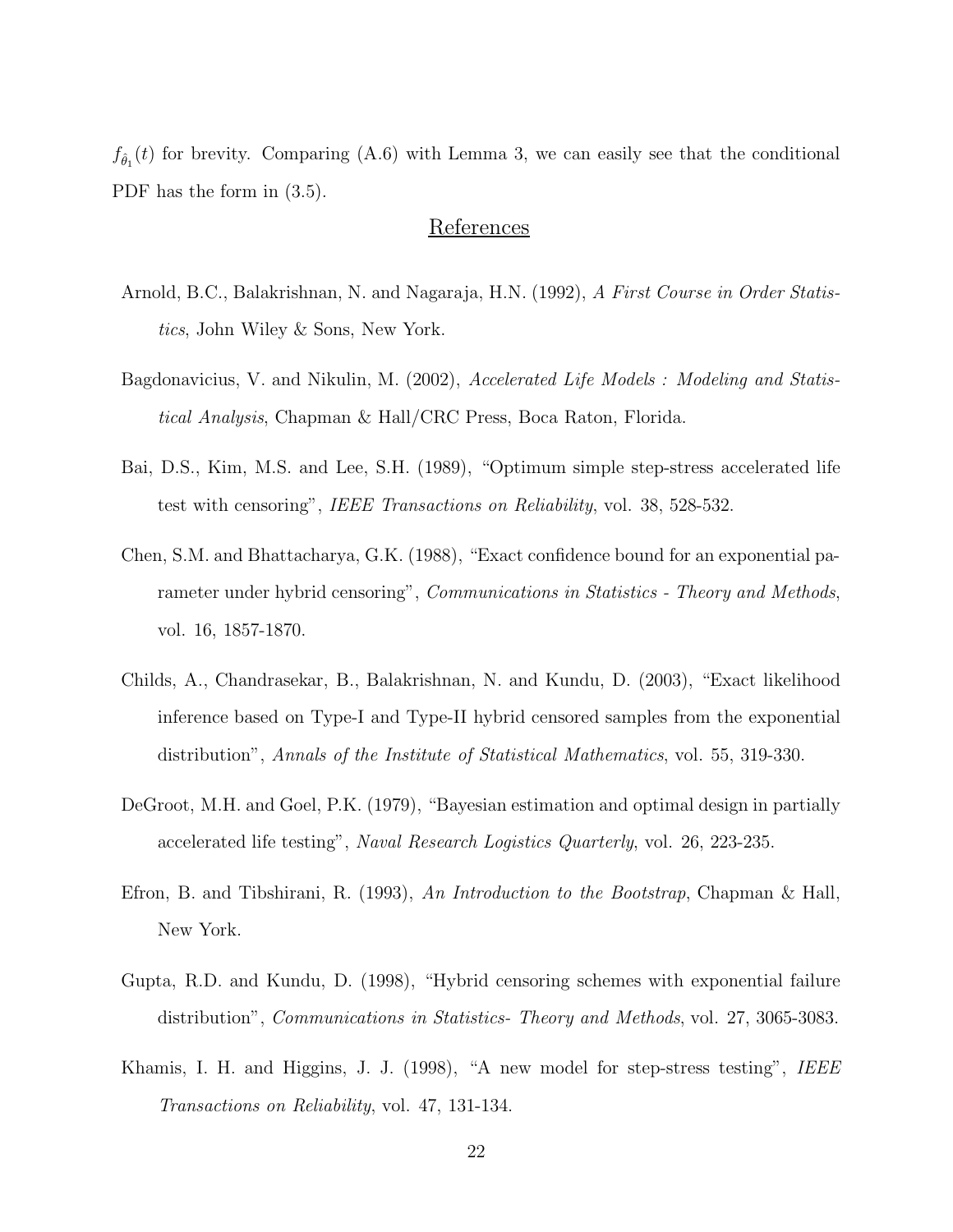$f_{\hat{\theta}_1}(t)$ for brevity. Comparing (A.6) with Lemma 3, we can easily see that the conditional PDF has the form in (3.5).

## References

Arnold, B.C., Balakrishnan, N. and Nagaraja, H.N. (1992), *A First Course in Order Statistics*, John Wiley & Sons, New York.

Bagdonavicius, V. and Nikulin, M. (2002), *Accelerated Life Models : Modeling and Statistical Analysis*, Chapman & Hall/CRC Press, Boca Raton, Florida.

Bai, D.S., Kim, M.S. and Lee, S.H. (1989), "Optimum simple step-stress accelerated life test with censoring", *IEEE Transactions on Reliability*, vol. 38, 528-532.

Chen, S.M. and Bhattacharya, G.K. (1988), "Exact confidence bound for an exponential parameter under hybrid censoring", *Communications in Statistics - Theory and Methods*, vol. 16, 1857-1870.

Childs, A., Chandrasekar, B., Balakrishnan, N. and Kundu, D. (2003), "Exact likelihood inference based on Type-I and Type-II hybrid censored samples from the exponential distribution", *Annals of the Institute of Statistical Mathematics*, vol. 55, 319-330.

DeGroot, M.H. and Goel, P.K. (1979), "Bayesian estimation and optimal design in partially accelerated life testing", *Naval Research Logistics Quarterly*, vol. 26, 223-235.

Efron, B. and Tibshirani, R. (1993), *An Introduction to the Bootstrap*, Chapman & Hall, New York.

Gupta, R.D. and Kundu, D. (1998), "Hybrid censoring schemes with exponential failure distribution", *Communications in Statistics- Theory and Methods*, vol. 27, 3065-3083.

Khamis, I. H. and Higgins, J. J. (1998), "A new model for step-stress testing", *IEEE Transactions on Reliability*, vol. 47, 131-134.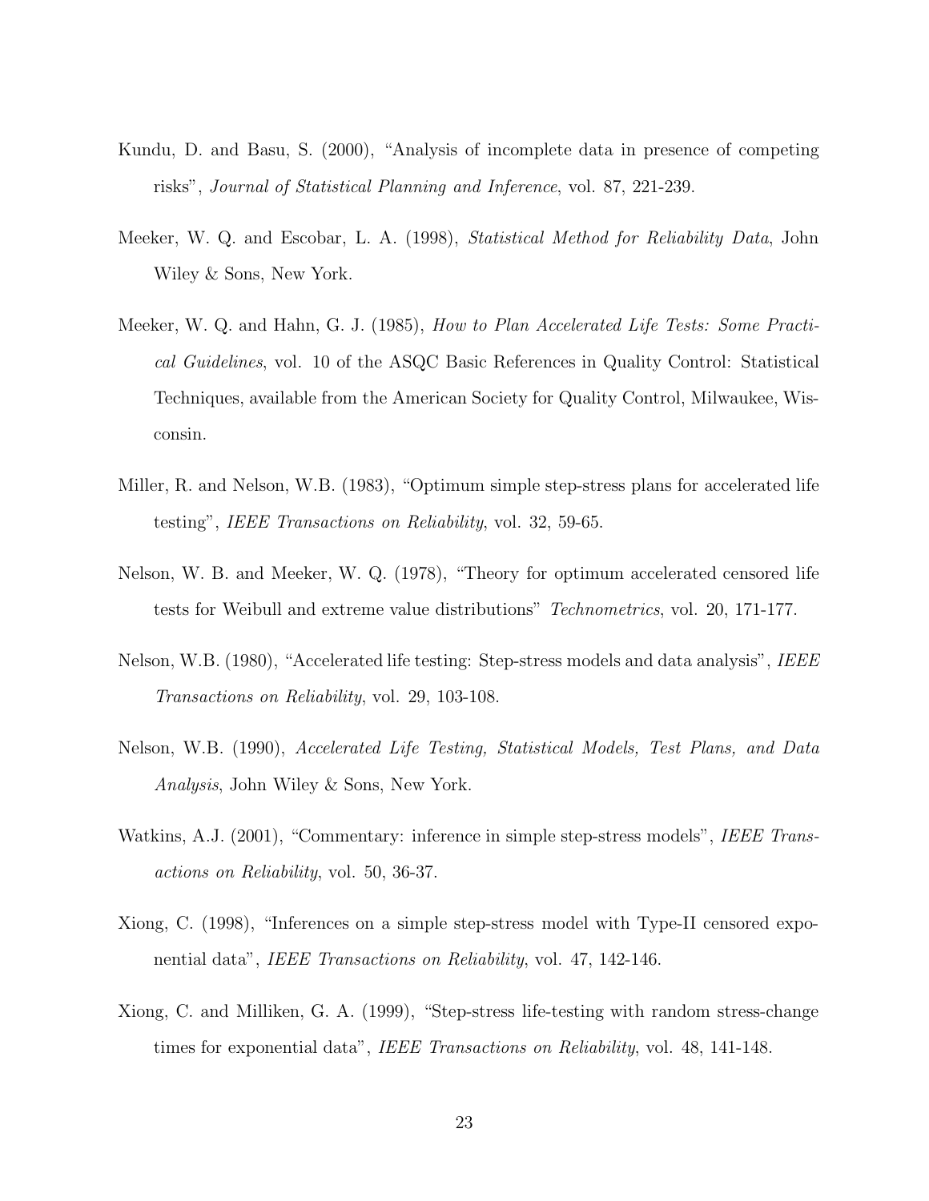Kundu, D. and Basu, S. (2000), "Analysis of incomplete data in presence of competing risks", *Journal of Statistical Planning and Inference*, vol. 87, 221-239.

Meeker, W. Q. and Escobar, L. A. (1998), *Statistical Method for Reliability Data*, John Wiley & Sons, New York.

Meeker, W. Q. and Hahn, G. J. (1985), *How to Plan Accelerated Life Tests: Some Practical Guidelines*, vol. 10 of the ASQC Basic References in Quality Control: Statistical Techniques, available from the American Society for Quality Control, Milwaukee, Wisconsin.

Miller, R. and Nelson, W.B. (1983), "Optimum simple step-stress plans for accelerated life testing", *IEEE Transactions on Reliability*, vol. 32, 59-65.

Nelson, W. B. and Meeker, W. Q. (1978), "Theory for optimum accelerated censored life tests for Weibull and extreme value distributions" *Technometrics*, vol. 20, 171-177.

Nelson, W.B. (1980), "Accelerated life testing: Step-stress models and data analysis", *IEEE Transactions on Reliability*, vol. 29, 103-108.

Nelson, W.B. (1990), *Accelerated Life Testing, Statistical Models, Test Plans, and Data Analysis*, John Wiley & Sons, New York.

Watkins, A.J. (2001), "Commentary: inference in simple step-stress models", *IEEE Transactions on Reliability*, vol. 50, 36-37.

Xiong, C. (1998), "Inferences on a simple step-stress model with Type-II censored exponential data", *IEEE Transactions on Reliability*, vol. 47, 142-146.

Xiong, C. and Milliken, G. A. (1999), "Step-stress life-testing with random stress-change times for exponential data", *IEEE Transactions on Reliability*, vol. 48, 141-148.